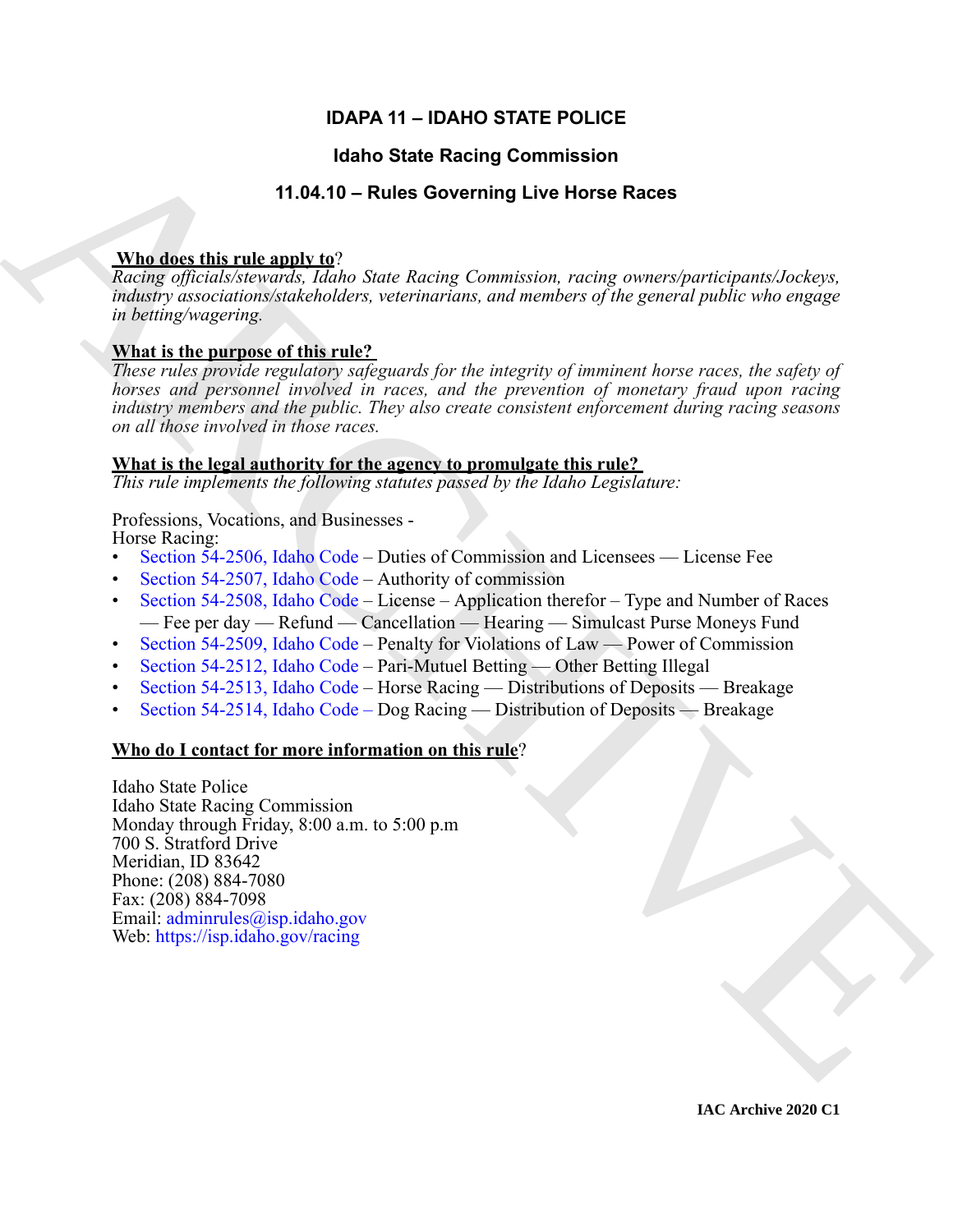# IDAPA 11 – IDAHO STATE POLICE

## Idaho State Racing Commission

## 11.04.10 – Rules Governing Live Horse Races

**Who does this rule apply to?**
*Racing officials/stewards, Idaho State Racing Commission, racing owners/participants/Jockeys, industry associations/stakeholders, veterinarians, and members of the general public who engage in betting/wagering.*

**What is the purpose of this rule?**
*These rules provide regulatory safeguards for the integrity of imminent horse races, the safety of horses and personnel involved in races, and the prevention of monetary fraud upon racing industry members and the public. They also create consistent enforcement during racing seasons on all those involved in those races.*

**What is the legal authority for the agency to promulgate this rule?**
*This rule implements the following statutes passed by the Idaho Legislature:*

Professions, Vocations, and Businesses -
Horse Racing:
- Section 54-2506, Idaho Code – Duties of Commission and Licensees — License Fee
- Section 54-2507, Idaho Code – Authority of commission
- Section 54-2508, Idaho Code – License – Application therefor – Type and Number of Races — Fee per day — Refund — Cancellation — Hearing — Simulcast Purse Moneys Fund
- Section 54-2509, Idaho Code – Penalty for Violations of Law — Power of Commission
- Section 54-2512, Idaho Code – Pari-Mutuel Betting — Other Betting Illegal
- Section 54-2513, Idaho Code – Horse Racing — Distributions of Deposits — Breakage
- Section 54-2514, Idaho Code – Dog Racing — Distribution of Deposits — Breakage

**Who do I contact for more information on this rule?**

Idaho State Police
Idaho State Racing Commission
Monday through Friday, 8:00 a.m. to 5:00 p.m
700 S. Stratford Drive
Meridian, ID 83642
Phone: (208) 884-7080
Fax: (208) 884-7098
Email: adminrules@isp.idaho.gov
Web: https://isp.idaho.gov/racing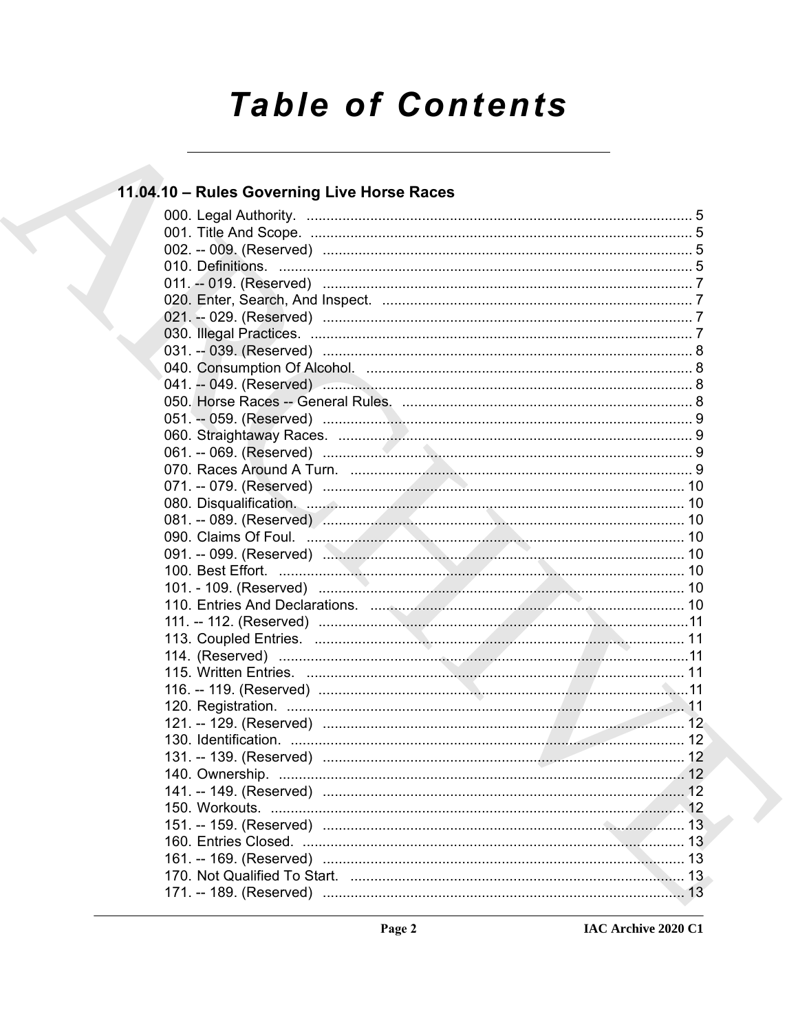# Table of Contents

## 11.04.10 – Rules Governing Live Horse Races

000. Legal Authority. ................................................................................................ 5
001. Title And Scope. ................................................................................................ 5
002. -- 009. (Reserved) ............................................................................................ 5
010. Definitions. ........................................................................................................ 5
011. -- 019. (Reserved) ............................................................................................ 7
020. Enter, Search, And Inspect. .............................................................................. 7
021. -- 029. (Reserved) ............................................................................................ 7
030. Illegal Practices. ................................................................................................ 7
031. -- 039. (Reserved) ............................................................................................ 8
040. Consumption Of Alcohol. .................................................................................. 8
041. -- 049. (Reserved) ............................................................................................ 8
050. Horse Races -- General Rules. ......................................................................... 8
051. -- 059. (Reserved) ............................................................................................ 9
060. Straightaway Races. ......................................................................................... 9
061. -- 069. (Reserved) ............................................................................................ 9
070. Races Around A Turn. ...................................................................................... 9
071. -- 079. (Reserved) .......................................................................................... 10
080. Disqualification. .............................................................................................. 10
081. -- 089. (Reserved) .......................................................................................... 10
090. Claims Of Foul. ............................................................................................... 10
091. -- 099. (Reserved) .......................................................................................... 10
100. Best Effort. ..................................................................................................... 10
101. - 109. (Reserved) ............................................................................................ 10
110. Entries And Declarations. ............................................................................... 10
111. -- 112. (Reserved) ........................................................................................... 11
113. Coupled Entries. ............................................................................................. 11
114. (Reserved) ...................................................................................................... 11
115. Written Entries. ............................................................................................... 11
116. -- 119. (Reserved) ........................................................................................... 11
120. Registration. .................................................................................................... 11
121. -- 129. (Reserved) .......................................................................................... 12
130. Identification. .................................................................................................. 12
131. -- 139. (Reserved) .......................................................................................... 12
140. Ownership. ...................................................................................................... 12
141. -- 149. (Reserved) .......................................................................................... 12
150. Workouts. ........................................................................................................ 12
151. -- 159. (Reserved) .......................................................................................... 13
160. Entries Closed. ................................................................................................ 13
161. -- 169. (Reserved) .......................................................................................... 13
170. Not Qualified To Start. .................................................................................... 13
171. -- 189. (Reserved) .......................................................................................... 13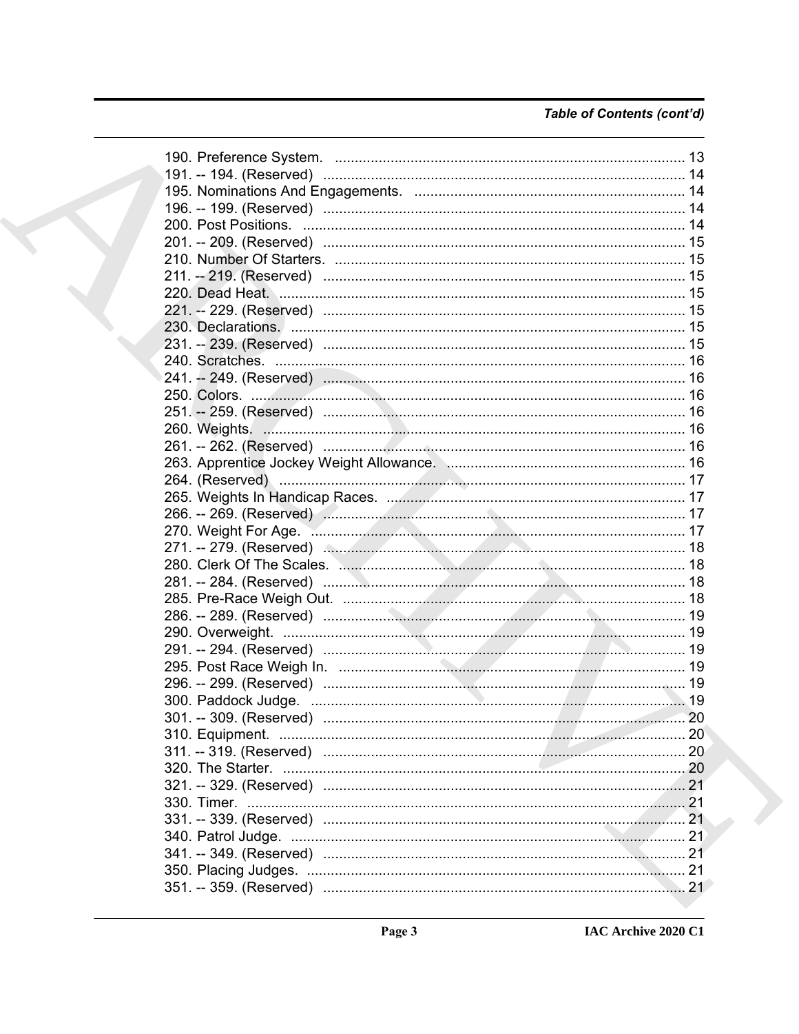## Table of Contents (cont'd)

190. Preference System. .......... 13
191. -- 194. (Reserved) .......... 14
195. Nominations And Engagements. .......... 14
196. -- 199. (Reserved) .......... 14
200. Post Positions. .......... 14
201. -- 209. (Reserved) .......... 15
210. Number Of Starters. .......... 15
211. -- 219. (Reserved) .......... 15
220. Dead Heat. .......... 15
221. -- 229. (Reserved) .......... 15
230. Declarations. .......... 15
231. -- 239. (Reserved) .......... 15
240. Scratches. .......... 16
241. -- 249. (Reserved) .......... 16
250. Colors. .......... 16
251. -- 259. (Reserved) .......... 16
260. Weights. .......... 16
261. -- 262. (Reserved) .......... 16
263. Apprentice Jockey Weight Allowance. .......... 16
264. (Reserved) .......... 17
265. Weights In Handicap Races. .......... 17
266. -- 269. (Reserved) .......... 17
270. Weight For Age. .......... 17
271. -- 279. (Reserved) .......... 18
280. Clerk Of The Scales. .......... 18
281. -- 284. (Reserved) .......... 18
285. Pre-Race Weigh Out. .......... 18
286. -- 289. (Reserved) .......... 19
290. Overweight. .......... 19
291. -- 294. (Reserved) .......... 19
295. Post Race Weigh In. .......... 19
296. -- 299. (Reserved) .......... 19
300. Paddock Judge. .......... 19
301. -- 309. (Reserved) .......... 20
310. Equipment. .......... 20
311. -- 319. (Reserved) .......... 20
320. The Starter. .......... 20
321. -- 329. (Reserved) .......... 21
330. Timer. .......... 21
331. -- 339. (Reserved) .......... 21
340. Patrol Judge. .......... 21
341. -- 349. (Reserved) .......... 21
350. Placing Judges. .......... 21
351. -- 359. (Reserved) .......... 21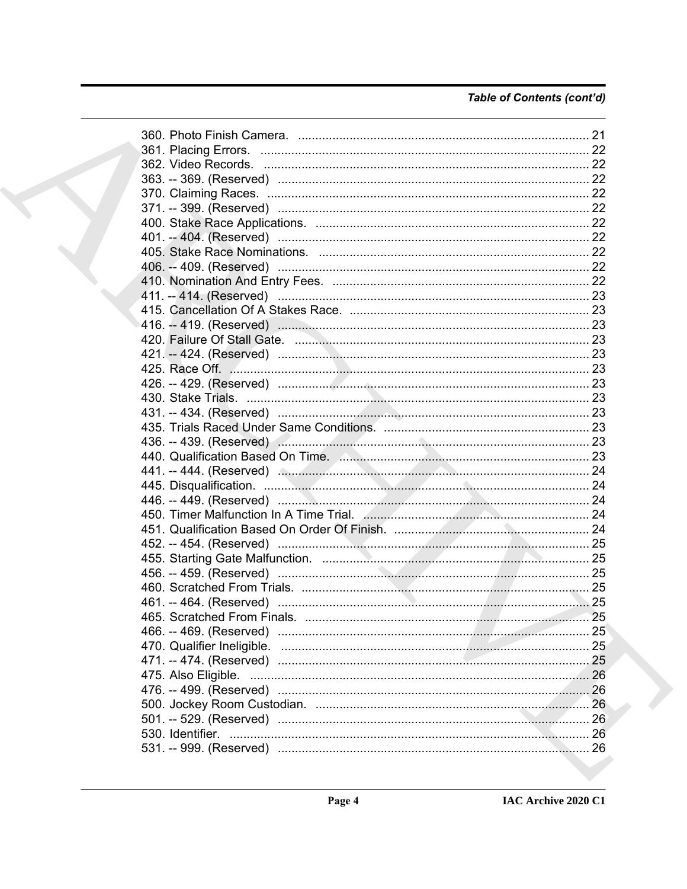*Table of Contents (cont'd)*

360. Photo Finish Camera. ..................................................................................... 21
361. Placing Errors. ................................................................................................ 22
362. Video Records. ............................................................................................... 22
363. -- 369. (Reserved) ........................................................................................... 22
370. Claiming Races. .............................................................................................. 22
371. -- 399. (Reserved) ........................................................................................... 22
400. Stake Race Applications. ................................................................................ 22
401. -- 404. (Reserved) ........................................................................................... 22
405. Stake Race Nominations. ............................................................................... 22
406. -- 409. (Reserved) ........................................................................................... 22
410. Nomination And Entry Fees. ........................................................................... 22
411. -- 414. (Reserved) ........................................................................................... 23
415. Cancellation Of A Stakes Race. ...................................................................... 23
416. -- 419. (Reserved) ........................................................................................... 23
420. Failure Of Stall Gate. ...................................................................................... 23
421. -- 424. (Reserved) ........................................................................................... 23
425. Race Off. ......................................................................................................... 23
426. -- 429. (Reserved) ........................................................................................... 23
430. Stake Trials. .................................................................................................... 23
431. -- 434. (Reserved) ........................................................................................... 23
435. Trials Raced Under Same Conditions. ............................................................ 23
436. -- 439. (Reserved) ........................................................................................... 23
440. Qualification Based On Time. ......................................................................... 23
441. -- 444. (Reserved) ........................................................................................... 24
445. Disqualification. ............................................................................................... 24
446. -- 449. (Reserved) ........................................................................................... 24
450. Timer Malfunction In A Time Trial. .................................................................. 24
451. Qualification Based On Order Of Finish. ......................................................... 24
452. -- 454. (Reserved) ........................................................................................... 25
455. Starting Gate Malfunction. .............................................................................. 25
456. -- 459. (Reserved) ........................................................................................... 25
460. Scratched From Trials. .................................................................................... 25
461. -- 464. (Reserved) ........................................................................................... 25
465. Scratched From Finals. ................................................................................... 25
466. -- 469. (Reserved) ........................................................................................... 25
470. Qualifier Ineligible. ........................................................................................... 25
471. -- 474. (Reserved) ........................................................................................... 25
475. Also Eligible. .................................................................................................... 26
476. -- 499. (Reserved) ........................................................................................... 26
500. Jockey Room Custodian. ................................................................................ 26
501. -- 529. (Reserved) ........................................................................................... 26
530. Identifier. ......................................................................................................... 26
531. -- 999. (Reserved) ........................................................................................... 26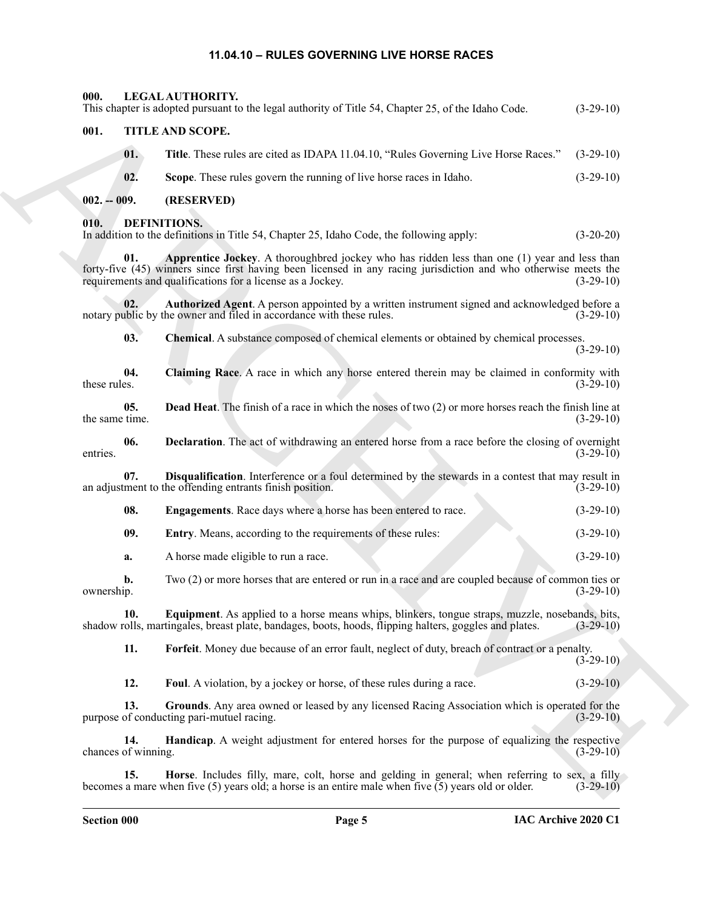# 11.04.10 – RULES GOVERNING LIVE HORSE RACES

## 000. LEGAL AUTHORITY.

This chapter is adopted pursuant to the legal authority of Title 54, Chapter 25, of the Idaho Code. (3-29-10)

## 001. TITLE AND SCOPE.

**01. Title**. These rules are cited as IDAPA 11.04.10, "Rules Governing Live Horse Races." (3-29-10)

**02. Scope**. These rules govern the running of live horse races in Idaho. (3-29-10)

## 002. -- 009. (RESERVED)

## 010. DEFINITIONS.

In addition to the definitions in Title 54, Chapter 25, Idaho Code, the following apply: (3-20-20)

**01. Apprentice Jockey**. A thoroughbred jockey who has ridden less than one (1) year and less than forty-five (45) winners since first having been licensed in any racing jurisdiction and who otherwise meets the requirements and qualifications for a license as a Jockey. (3-29-10)

**02. Authorized Agent**. A person appointed by a written instrument signed and acknowledged before a notary public by the owner and filed in accordance with these rules. (3-29-10)

**03. Chemical**. A substance composed of chemical elements or obtained by chemical processes. (3-29-10)

**04. Claiming Race**. A race in which any horse entered therein may be claimed in conformity with these rules. (3-29-10)

**05. Dead Heat**. The finish of a race in which the noses of two (2) or more horses reach the finish line at the same time. (3-29-10)

**06. Declaration**. The act of withdrawing an entered horse from a race before the closing of overnight entries. (3-29-10)

**07. Disqualification**. Interference or a foul determined by the stewards in a contest that may result in an adjustment to the offending entrants finish position. (3-29-10)

**08. Engagements**. Race days where a horse has been entered to race. (3-29-10)

**09. Entry**. Means, according to the requirements of these rules: (3-29-10)

**a.** A horse made eligible to run a race. (3-29-10)

**b.** Two (2) or more horses that are entered or run in a race and are coupled because of common ties or ownership. (3-29-10)

**10. Equipment**. As applied to a horse means whips, blinkers, tongue straps, muzzle, nosebands, bits, shadow rolls, martingales, breast plate, bandages, boots, hoods, flipping halters, goggles and plates. (3-29-10)

**11. Forfeit**. Money due because of an error fault, neglect of duty, breach of contract or a penalty. (3-29-10)

**12. Foul**. A violation, by a jockey or horse, of these rules during a race. (3-29-10)

**13. Grounds**. Any area owned or leased by any licensed Racing Association which is operated for the purpose of conducting pari-mutuel racing. (3-29-10)

**14. Handicap**. A weight adjustment for entered horses for the purpose of equalizing the respective chances of winning. (3-29-10)

**15. Horse**. Includes filly, mare, colt, horse and gelding in general; when referring to sex, a filly becomes a mare when five (5) years old; a horse is an entire male when five (5) years old or older. (3-29-10)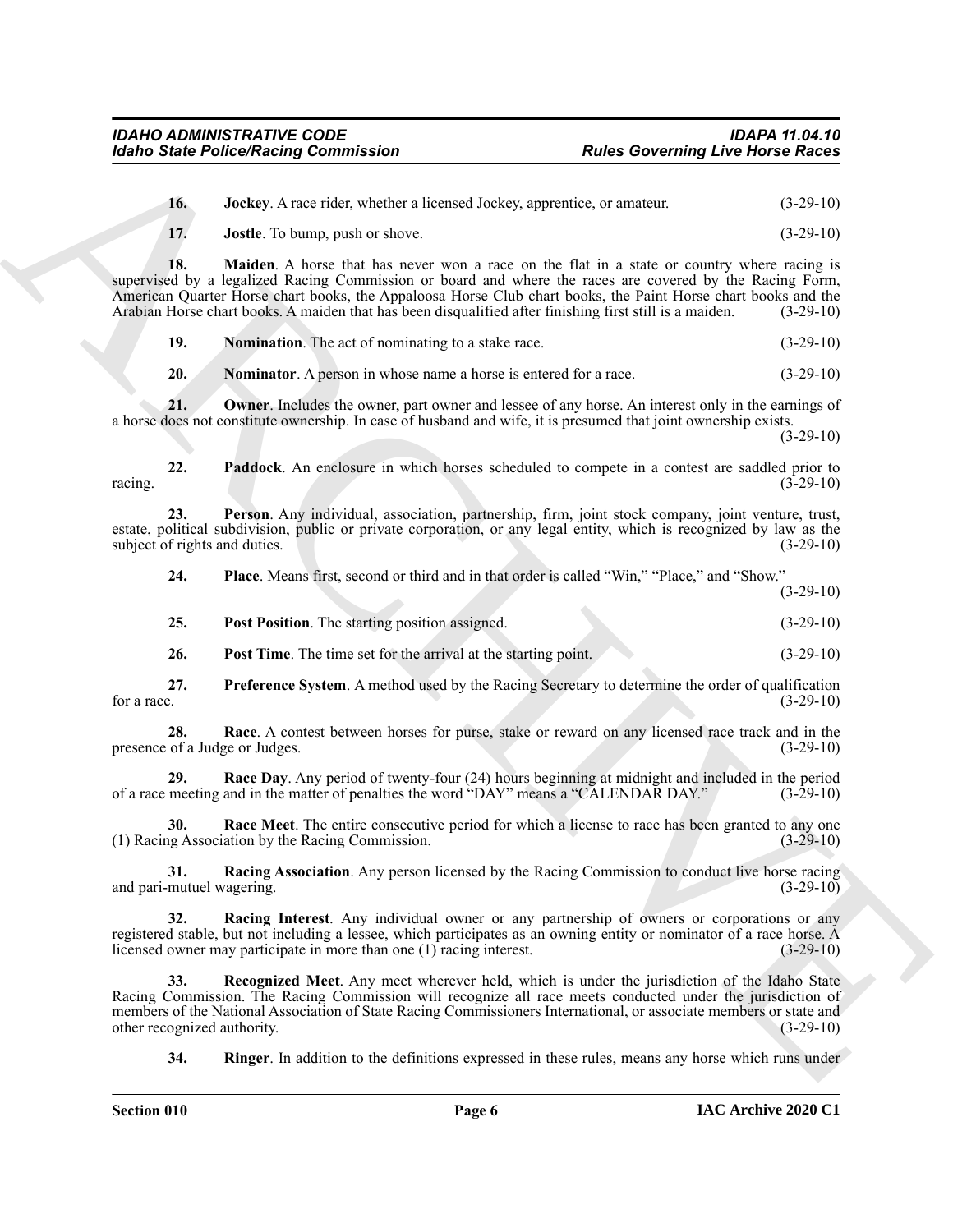**16. Jockey**. A race rider, whether a licensed Jockey, apprentice, or amateur. (3-29-10)

**17. Jostle**. To bump, push or shove. (3-29-10)

**18. Maiden**. A horse that has never won a race on the flat in a state or country where racing is supervised by a legalized Racing Commission or board and where the races are covered by the Racing Form, American Quarter Horse chart books, the Appaloosa Horse Club chart books, the Paint Horse chart books and the Arabian Horse chart books. A maiden that has been disqualified after finishing first still is a maiden. (3-29-10)

**19. Nomination**. The act of nominating to a stake race. (3-29-10)

**20. Nominator**. A person in whose name a horse is entered for a race. (3-29-10)

**21. Owner**. Includes the owner, part owner and lessee of any horse. An interest only in the earnings of a horse does not constitute ownership. In case of husband and wife, it is presumed that joint ownership exists. (3-29-10)

**22. Paddock**. An enclosure in which horses scheduled to compete in a contest are saddled prior to racing. (3-29-10)

**23. Person**. Any individual, association, partnership, firm, joint stock company, joint venture, trust, estate, political subdivision, public or private corporation, or any legal entity, which is recognized by law as the subject of rights and duties. (3-29-10)

**24. Place**. Means first, second or third and in that order is called "Win," "Place," and "Show." (3-29-10)

**25. Post Position**. The starting position assigned. (3-29-10)

**26. Post Time**. The time set for the arrival at the starting point. (3-29-10)

**27. Preference System**. A method used by the Racing Secretary to determine the order of qualification for a race. (3-29-10)

**28. Race**. A contest between horses for purse, stake or reward on any licensed race track and in the presence of a Judge or Judges. (3-29-10)

**29. Race Day**. Any period of twenty-four (24) hours beginning at midnight and included in the period of a race meeting and in the matter of penalties the word "DAY" means a "CALENDAR DAY." (3-29-10)

**30. Race Meet**. The entire consecutive period for which a license to race has been granted to any one (1) Racing Association by the Racing Commission. (3-29-10)

**31. Racing Association**. Any person licensed by the Racing Commission to conduct live horse racing and pari-mutuel wagering. (3-29-10)

**32. Racing Interest**. Any individual owner or any partnership of owners or corporations or any registered stable, but not including a lessee, which participates as an owning entity or nominator of a race horse. A licensed owner may participate in more than one (1) racing interest. (3-29-10)

**33. Recognized Meet**. Any meet wherever held, which is under the jurisdiction of the Idaho State Racing Commission. The Racing Commission will recognize all race meets conducted under the jurisdiction of members of the National Association of State Racing Commissioners International, or associate members or state and other recognized authority. (3-29-10)

**34. Ringer**. In addition to the definitions expressed in these rules, means any horse which runs under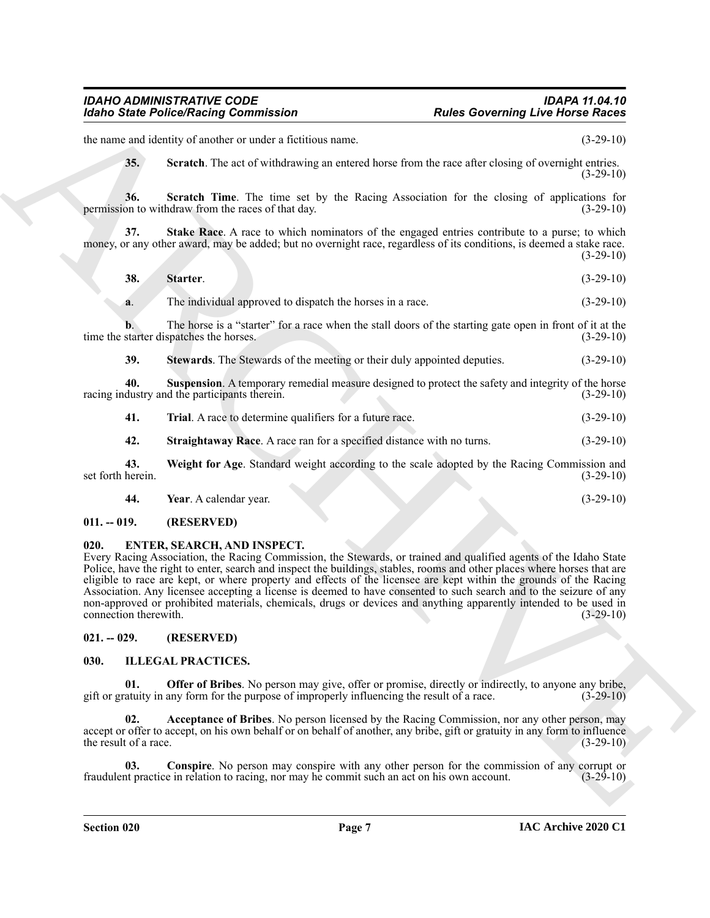the name and identity of another or under a fictitious name. (3-29-10)

**35. Scratch**. The act of withdrawing an entered horse from the race after closing of overnight entries. (3-29-10)

**36. Scratch Time**. The time set by the Racing Association for the closing of applications for permission to withdraw from the races of that day. (3-29-10)

**37. Stake Race**. A race to which nominators of the engaged entries contribute to a purse; to which money, or any other award, may be added; but no overnight race, regardless of its conditions, is deemed a stake race. (3-29-10)

**38. Starter**. (3-29-10)

**a**. The individual approved to dispatch the horses in a race. (3-29-10)

**b**. The horse is a "starter" for a race when the stall doors of the starting gate open in front of it at the time the starter dispatches the horses. (3-29-10)

**39. Stewards**. The Stewards of the meeting or their duly appointed deputies. (3-29-10)

**40. Suspension**. A temporary remedial measure designed to protect the safety and integrity of the horse racing industry and the participants therein. (3-29-10)

**41. Trial**. A race to determine qualifiers for a future race. (3-29-10)

**42. Straightaway Race**. A race ran for a specified distance with no turns. (3-29-10)

**43. Weight for Age**. Standard weight according to the scale adopted by the Racing Commission and set forth herein. (3-29-10)

**44. Year**. A calendar year. (3-29-10)

## 011. -- 019. (RESERVED)

## 020. ENTER, SEARCH, AND INSPECT.

Every Racing Association, the Racing Commission, the Stewards, or trained and qualified agents of the Idaho State Police, have the right to enter, search and inspect the buildings, stables, rooms and other places where horses that are eligible to race are kept, or where property and effects of the licensee are kept within the grounds of the Racing Association. Any licensee accepting a license is deemed to have consented to such search and to the seizure of any non-approved or prohibited materials, chemicals, drugs or devices and anything apparently intended to be used in connection therewith. (3-29-10)

## 021. -- 029. (RESERVED)

## 030. ILLEGAL PRACTICES.

**01. Offer of Bribes**. No person may give, offer or promise, directly or indirectly, to anyone any bribe, gift or gratuity in any form for the purpose of improperly influencing the result of a race. (3-29-10)

**02. Acceptance of Bribes**. No person licensed by the Racing Commission, nor any other person, may accept or offer to accept, on his own behalf or on behalf of another, any bribe, gift or gratuity in any form to influence the result of a race. (3-29-10)

**03. Conspire**. No person may conspire with any other person for the commission of any corrupt or fraudulent practice in relation to racing, nor may he commit such an act on his own account. (3-29-10)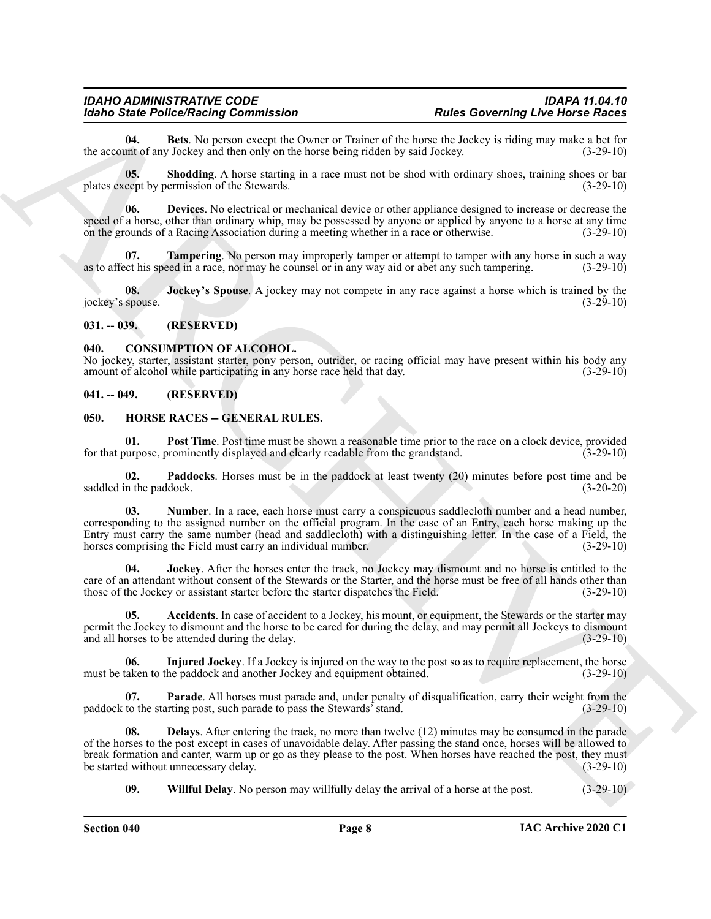**04. Bets**. No person except the Owner or Trainer of the horse the Jockey is riding may make a bet for the account of any Jockey and then only on the horse being ridden by said Jockey. (3-29-10)

**05. Shodding**. A horse starting in a race must not be shod with ordinary shoes, training shoes or bar plates except by permission of the Stewards. (3-29-10)

**06. Devices**. No electrical or mechanical device or other appliance designed to increase or decrease the speed of a horse, other than ordinary whip, may be possessed by anyone or applied by anyone to a horse at any time on the grounds of a Racing Association during a meeting whether in a race or otherwise. (3-29-10)

**07. Tampering**. No person may improperly tamper or attempt to tamper with any horse in such a way as to affect his speed in a race, nor may he counsel or in any way aid or abet any such tampering. (3-29-10)

**08. Jockey's Spouse**. A jockey may not compete in any race against a horse which is trained by the jockey's spouse. (3-29-10)

## 031. -- 039. (RESERVED)

## 040. CONSUMPTION OF ALCOHOL.

No jockey, starter, assistant starter, pony person, outrider, or racing official may have present within his body any amount of alcohol while participating in any horse race held that day. (3-29-10)

## 041. -- 049. (RESERVED)

## 050. HORSE RACES -- GENERAL RULES.

**01. Post Time**. Post time must be shown a reasonable time prior to the race on a clock device, provided for that purpose, prominently displayed and clearly readable from the grandstand. (3-29-10)

**02. Paddocks**. Horses must be in the paddock at least twenty (20) minutes before post time and be saddled in the paddock. (3-20-20)

**03. Number**. In a race, each horse must carry a conspicuous saddlecloth number and a head number, corresponding to the assigned number on the official program. In the case of an Entry, each horse making up the Entry must carry the same number (head and saddlecloth) with a distinguishing letter. In the case of a Field, the horses comprising the Field must carry an individual number. (3-29-10)

**04. Jockey**. After the horses enter the track, no Jockey may dismount and no horse is entitled to the care of an attendant without consent of the Stewards or the Starter, and the horse must be free of all hands other than those of the Jockey or assistant starter before the starter dispatches the Field. (3-29-10)

**05. Accidents**. In case of accident to a Jockey, his mount, or equipment, the Stewards or the starter may permit the Jockey to dismount and the horse to be cared for during the delay, and may permit all Jockeys to dismount and all horses to be attended during the delay. (3-29-10)

**06. Injured Jockey**. If a Jockey is injured on the way to the post so as to require replacement, the horse must be taken to the paddock and another Jockey and equipment obtained. (3-29-10)

**07. Parade**. All horses must parade and, under penalty of disqualification, carry their weight from the paddock to the starting post, such parade to pass the Stewards' stand. (3-29-10)

**08. Delays**. After entering the track, no more than twelve (12) minutes may be consumed in the parade of the horses to the post except in cases of unavoidable delay. After passing the stand once, horses will be allowed to break formation and canter, warm up or go as they please to the post. When horses have reached the post, they must be started without unnecessary delay. (3-29-10)

**09. Willful Delay**. No person may willfully delay the arrival of a horse at the post. (3-29-10)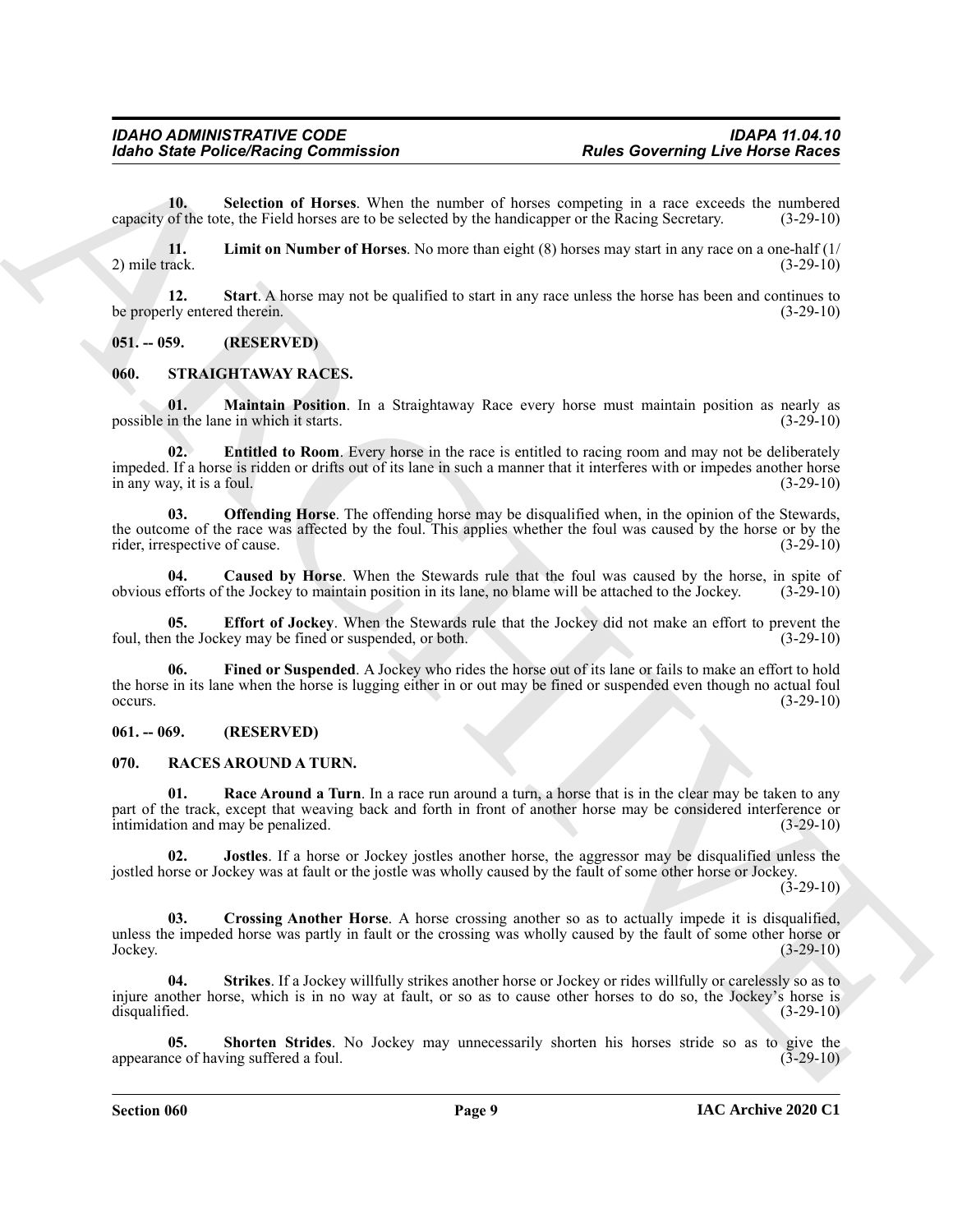**10. Selection of Horses**. When the number of horses competing in a race exceeds the numbered capacity of the tote, the Field horses are to be selected by the handicapper or the Racing Secretary. (3-29-10)

**11. Limit on Number of Horses**. No more than eight (8) horses may start in any race on a one-half (1/2) mile track. (3-29-10)

**12. Start**. A horse may not be qualified to start in any race unless the horse has been and continues to be properly entered therein. (3-29-10)

## 051. -- 059. (RESERVED)

## 060. STRAIGHTAWAY RACES.

**01. Maintain Position**. In a Straightaway Race every horse must maintain position as nearly as possible in the lane in which it starts. (3-29-10)

**02. Entitled to Room**. Every horse in the race is entitled to racing room and may not be deliberately impeded. If a horse is ridden or drifts out of its lane in such a manner that it interferes with or impedes another horse in any way, it is a foul. (3-29-10)

**03. Offending Horse**. The offending horse may be disqualified when, in the opinion of the Stewards, the outcome of the race was affected by the foul. This applies whether the foul was caused by the horse or by the rider, irrespective of cause. (3-29-10)

**04. Caused by Horse**. When the Stewards rule that the foul was caused by the horse, in spite of obvious efforts of the Jockey to maintain position in its lane, no blame will be attached to the Jockey. (3-29-10)

**05. Effort of Jockey**. When the Stewards rule that the Jockey did not make an effort to prevent the foul, then the Jockey may be fined or suspended, or both. (3-29-10)

**06. Fined or Suspended**. A Jockey who rides the horse out of its lane or fails to make an effort to hold the horse in its lane when the horse is lugging either in or out may be fined or suspended even though no actual foul occurs. (3-29-10)

## 061. -- 069. (RESERVED)

## 070. RACES AROUND A TURN.

**01. Race Around a Turn**. In a race run around a turn, a horse that is in the clear may be taken to any part of the track, except that weaving back and forth in front of another horse may be considered interference or intimidation and may be penalized. (3-29-10)

**02. Jostles**. If a horse or Jockey jostles another horse, the aggressor may be disqualified unless the jostled horse or Jockey was at fault or the jostle was wholly caused by the fault of some other horse or Jockey. (3-29-10)

**03. Crossing Another Horse**. A horse crossing another so as to actually impede it is disqualified, unless the impeded horse was partly in fault or the crossing was wholly caused by the fault of some other horse or Jockey. (3-29-10)

**04. Strikes**. If a Jockey willfully strikes another horse or Jockey or rides willfully or carelessly so as to injure another horse, which is in no way at fault, or so as to cause other horses to do so, the Jockey's horse is disqualified. (3-29-10)

**05. Shorten Strides**. No Jockey may unnecessarily shorten his horses stride so as to give the appearance of having suffered a foul. (3-29-10)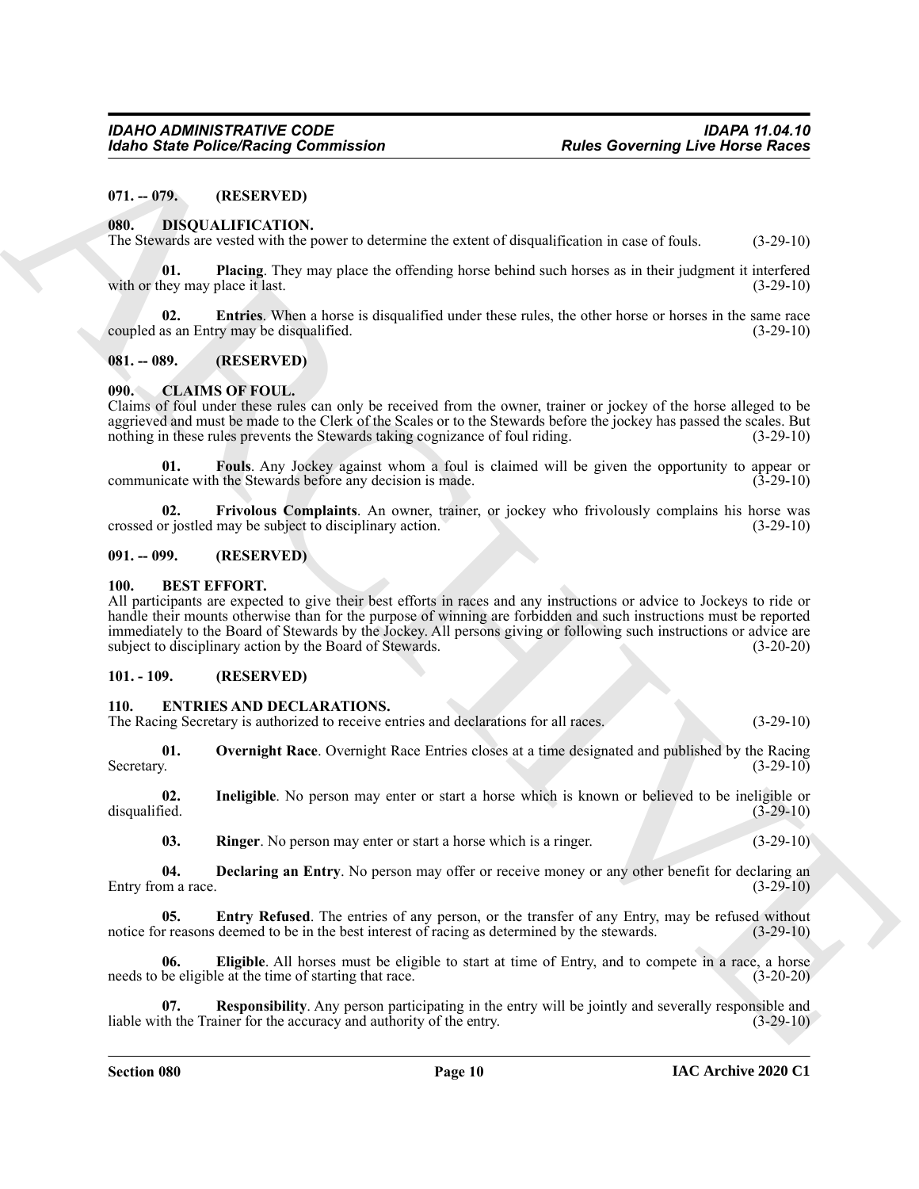## 071. -- 079. (RESERVED)

## 080. DISQUALIFICATION.

The Stewards are vested with the power to determine the extent of disqualification in case of fouls. (3-29-10)

**01. Placing**. They may place the offending horse behind such horses as in their judgment it interfered with or they may place it last. (3-29-10)

**02. Entries**. When a horse is disqualified under these rules, the other horse or horses in the same race coupled as an Entry may be disqualified. (3-29-10)

## 081. -- 089. (RESERVED)

## 090. CLAIMS OF FOUL.

Claims of foul under these rules can only be received from the owner, trainer or jockey of the horse alleged to be aggrieved and must be made to the Clerk of the Scales or to the Stewards before the jockey has passed the scales. But nothing in these rules prevents the Stewards taking cognizance of foul riding. (3-29-10)

**01. Fouls**. Any Jockey against whom a foul is claimed will be given the opportunity to appear or communicate with the Stewards before any decision is made. (3-29-10)

**02. Frivolous Complaints**. An owner, trainer, or jockey who frivolously complains his horse was crossed or jostled may be subject to disciplinary action. (3-29-10)

## 091. -- 099. (RESERVED)

## 100. BEST EFFORT.

All participants are expected to give their best efforts in races and any instructions or advice to Jockeys to ride or handle their mounts otherwise than for the purpose of winning are forbidden and such instructions must be reported immediately to the Board of Stewards by the Jockey. All persons giving or following such instructions or advice are subject to disciplinary action by the Board of Stewards. (3-20-20)

## 101. - 109. (RESERVED)

## 110. ENTRIES AND DECLARATIONS.

The Racing Secretary is authorized to receive entries and declarations for all races. (3-29-10)

**01. Overnight Race**. Overnight Race Entries closes at a time designated and published by the Racing Secretary. (3-29-10)

**02. Ineligible**. No person may enter or start a horse which is known or believed to be ineligible or disqualified. (3-29-10)

**03. Ringer**. No person may enter or start a horse which is a ringer. (3-29-10)

**04. Declaring an Entry**. No person may offer or receive money or any other benefit for declaring an Entry from a race. (3-29-10)

**05. Entry Refused**. The entries of any person, or the transfer of any Entry, may be refused without notice for reasons deemed to be in the best interest of racing as determined by the stewards. (3-29-10)

**06. Eligible**. All horses must be eligible to start at time of Entry, and to compete in a race, a horse needs to be eligible at the time of starting that race. (3-20-20)

**07. Responsibility**. Any person participating in the entry will be jointly and severally responsible and liable with the Trainer for the accuracy and authority of the entry. (3-29-10)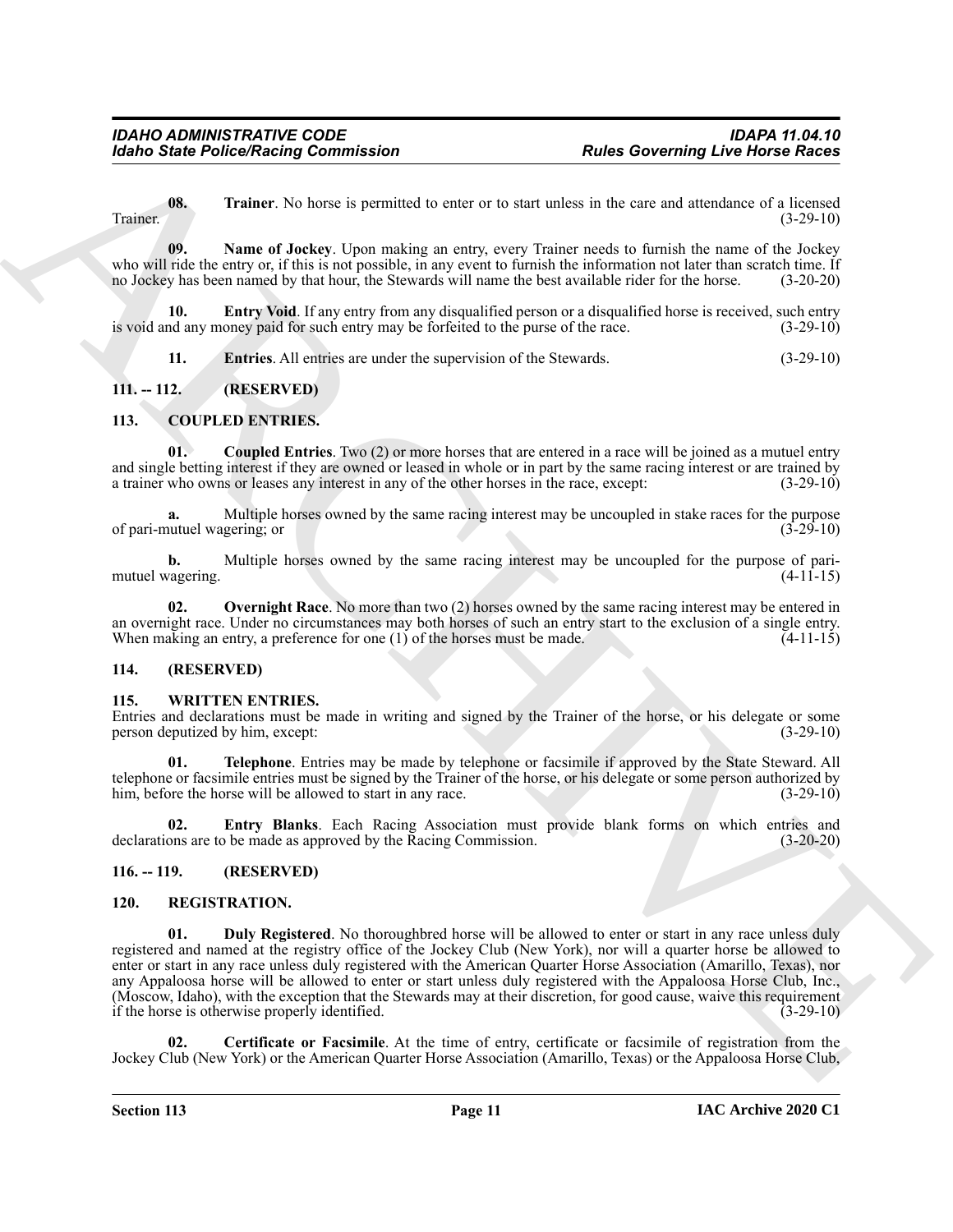**08. Trainer**. No horse is permitted to enter or to start unless in the care and attendance of a licensed Trainer. (3-29-10)

**09. Name of Jockey**. Upon making an entry, every Trainer needs to furnish the name of the Jockey who will ride the entry or, if this is not possible, in any event to furnish the information not later than scratch time. If no Jockey has been named by that hour, the Stewards will name the best available rider for the horse. (3-20-20)

**10. Entry Void**. If any entry from any disqualified person or a disqualified horse is received, such entry is void and any money paid for such entry may be forfeited to the purse of the race. (3-29-10)

**11. Entries**. All entries are under the supervision of the Stewards. (3-29-10)

## 111. -- 112. (RESERVED)

## 113. COUPLED ENTRIES.

**01. Coupled Entries**. Two (2) or more horses that are entered in a race will be joined as a mutuel entry and single betting interest if they are owned or leased in whole or in part by the same racing interest or are trained by a trainer who owns or leases any interest in any of the other horses in the race, except: (3-29-10)

**a.** Multiple horses owned by the same racing interest may be uncoupled in stake races for the purpose of pari-mutuel wagering; or (3-29-10)

**b.** Multiple horses owned by the same racing interest may be uncoupled for the purpose of pari-mutuel wagering. (4-11-15)

**02. Overnight Race**. No more than two (2) horses owned by the same racing interest may be entered in an overnight race. Under no circumstances may both horses of such an entry start to the exclusion of a single entry. When making an entry, a preference for one (1) of the horses must be made. (4-11-15)

## 114. (RESERVED)

## 115. WRITTEN ENTRIES.

Entries and declarations must be made in writing and signed by the Trainer of the horse, or his delegate or some person deputized by him, except: (3-29-10)

**01. Telephone**. Entries may be made by telephone or facsimile if approved by the State Steward. All telephone or facsimile entries must be signed by the Trainer of the horse, or his delegate or some person authorized by him, before the horse will be allowed to start in any race. (3-29-10)

**02. Entry Blanks**. Each Racing Association must provide blank forms on which entries and declarations are to be made as approved by the Racing Commission. (3-20-20)

## 116. -- 119. (RESERVED)

## 120. REGISTRATION.

**01. Duly Registered**. No thoroughbred horse will be allowed to enter or start in any race unless duly registered and named at the registry office of the Jockey Club (New York), nor will a quarter horse be allowed to enter or start in any race unless duly registered with the American Quarter Horse Association (Amarillo, Texas), nor any Appaloosa horse will be allowed to enter or start unless duly registered with the Appaloosa Horse Club, Inc., (Moscow, Idaho), with the exception that the Stewards may at their discretion, for good cause, waive this requirement if the horse is otherwise properly identified. (3-29-10)

**02. Certificate or Facsimile**. At the time of entry, certificate or facsimile of registration from the Jockey Club (New York) or the American Quarter Horse Association (Amarillo, Texas) or the Appaloosa Horse Club,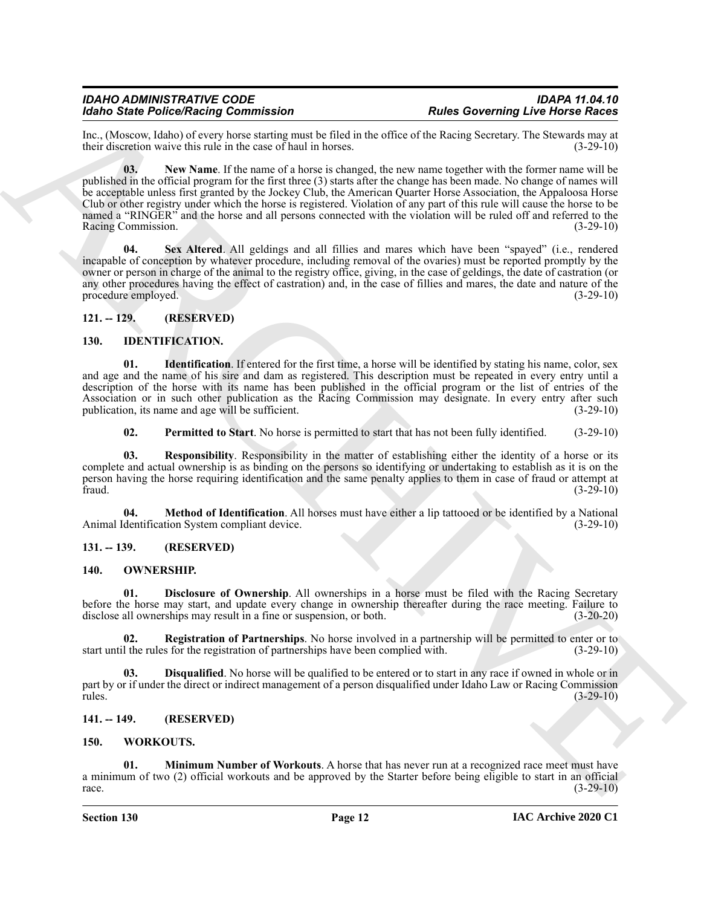Inc., (Moscow, Idaho) of every horse starting must be filed in the office of the Racing Secretary. The Stewards may at their discretion waive this rule in the case of haul in horses. (3-29-10)

**03. New Name**. If the name of a horse is changed, the new name together with the former name will be published in the official program for the first three (3) starts after the change has been made. No change of names will be acceptable unless first granted by the Jockey Club, the American Quarter Horse Association, the Appaloosa Horse Club or other registry under which the horse is registered. Violation of any part of this rule will cause the horse to be named a "RINGER" and the horse and all persons connected with the violation will be ruled off and referred to the Racing Commission. (3-29-10)

**04. Sex Altered**. All geldings and all fillies and mares which have been "spayed" (i.e., rendered incapable of conception by whatever procedure, including removal of the ovaries) must be reported promptly by the owner or person in charge of the animal to the registry office, giving, in the case of geldings, the date of castration (or any other procedures having the effect of castration) and, in the case of fillies and mares, the date and nature of the procedure employed. (3-29-10)

## 121. -- 129. (RESERVED)

## 130. IDENTIFICATION.

**01. Identification**. If entered for the first time, a horse will be identified by stating his name, color, sex and age and the name of his sire and dam as registered. This description must be repeated in every entry until a description of the horse with its name has been published in the official program or the list of entries of the Association or in such other publication as the Racing Commission may designate. In every entry after such publication, its name and age will be sufficient. (3-29-10)

**02. Permitted to Start**. No horse is permitted to start that has not been fully identified. (3-29-10)

**03. Responsibility**. Responsibility in the matter of establishing either the identity of a horse or its complete and actual ownership is as binding on the persons so identifying or undertaking to establish as it is on the person having the horse requiring identification and the same penalty applies to them in case of fraud or attempt at fraud. (3-29-10)

**04. Method of Identification**. All horses must have either a lip tattooed or be identified by a National Animal Identification System compliant device. (3-29-10)

## 131. -- 139. (RESERVED)

## 140. OWNERSHIP.

**01. Disclosure of Ownership**. All ownerships in a horse must be filed with the Racing Secretary before the horse may start, and update every change in ownership thereafter during the race meeting. Failure to disclose all ownerships may result in a fine or suspension, or both. (3-20-20)

**02. Registration of Partnerships**. No horse involved in a partnership will be permitted to enter or to start until the rules for the registration of partnerships have been complied with. (3-29-10)

**03. Disqualified**. No horse will be qualified to be entered or to start in any race if owned in whole or in part by or if under the direct or indirect management of a person disqualified under Idaho Law or Racing Commission rules. (3-29-10)

## 141. -- 149. (RESERVED)

## 150. WORKOUTS.

**01. Minimum Number of Workouts**. A horse that has never run at a recognized race meet must have a minimum of two (2) official workouts and be approved by the Starter before being eligible to start in an official race. (3-29-10)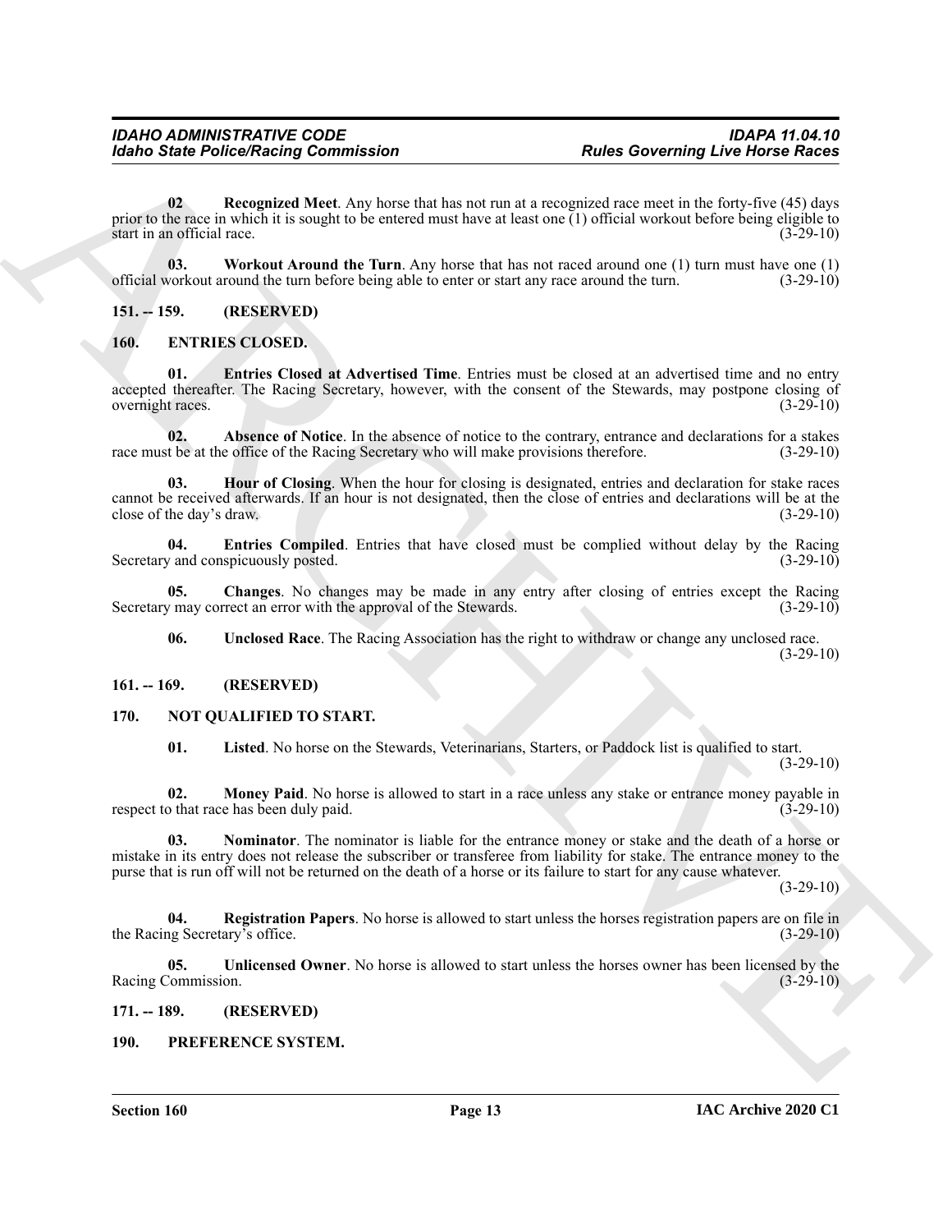**02. Recognized Meet**. Any horse that has not run at a recognized race meet in the forty-five (45) days prior to the race in which it is sought to be entered must have at least one (1) official workout before being eligible to start in an official race. (3-29-10)

**03. Workout Around the Turn**. Any horse that has not raced around one (1) turn must have one (1) official workout around the turn before being able to enter or start any race around the turn. (3-29-10)

## 151. -- 159. (RESERVED)

## 160. ENTRIES CLOSED.

**01. Entries Closed at Advertised Time**. Entries must be closed at an advertised time and no entry accepted thereafter. The Racing Secretary, however, with the consent of the Stewards, may postpone closing of overnight races. (3-29-10)

**02. Absence of Notice**. In the absence of notice to the contrary, entrance and declarations for a stakes race must be at the office of the Racing Secretary who will make provisions therefore. (3-29-10)

**03. Hour of Closing**. When the hour for closing is designated, entries and declaration for stake races cannot be received afterwards. If an hour is not designated, then the close of entries and declarations will be at the close of the day's draw. (3-29-10)

**04. Entries Compiled**. Entries that have closed must be complied without delay by the Racing Secretary and conspicuously posted. (3-29-10)

**05. Changes**. No changes may be made in any entry after closing of entries except the Racing Secretary may correct an error with the approval of the Stewards. (3-29-10)

**06. Unclosed Race**. The Racing Association has the right to withdraw or change any unclosed race. (3-29-10)

## 161. -- 169. (RESERVED)

## 170. NOT QUALIFIED TO START.

**01. Listed**. No horse on the Stewards, Veterinarians, Starters, or Paddock list is qualified to start. (3-29-10)

**02. Money Paid**. No horse is allowed to start in a race unless any stake or entrance money payable in respect to that race has been duly paid. (3-29-10)

**03. Nominator**. The nominator is liable for the entrance money or stake and the death of a horse or mistake in its entry does not release the subscriber or transferee from liability for stake. The entrance money to the purse that is run off will not be returned on the death of a horse or its failure to start for any cause whatever. (3-29-10)

**04. Registration Papers**. No horse is allowed to start unless the horses registration papers are on file in the Racing Secretary's office. (3-29-10)

**05. Unlicensed Owner**. No horse is allowed to start unless the horses owner has been licensed by the Racing Commission. (3-29-10)

## 171. -- 189. (RESERVED)

## 190. PREFERENCE SYSTEM.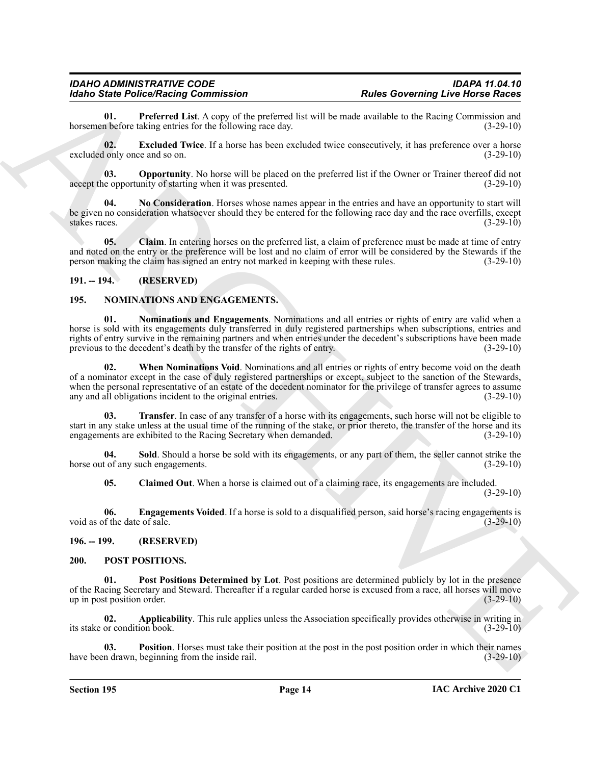**01. Preferred List**. A copy of the preferred list will be made available to the Racing Commission and horsemen before taking entries for the following race day. (3-29-10)

**02. Excluded Twice**. If a horse has been excluded twice consecutively, it has preference over a horse excluded only once and so on. (3-29-10)

**03. Opportunity**. No horse will be placed on the preferred list if the Owner or Trainer thereof did not accept the opportunity of starting when it was presented. (3-29-10)

**04. No Consideration**. Horses whose names appear in the entries and have an opportunity to start will be given no consideration whatsoever should they be entered for the following race day and the race overfills, except stakes races. (3-29-10)

**05. Claim**. In entering horses on the preferred list, a claim of preference must be made at time of entry and noted on the entry or the preference will be lost and no claim of error will be considered by the Stewards if the person making the claim has signed an entry not marked in keeping with these rules. (3-29-10)

## 191. -- 194. (RESERVED)

## 195. NOMINATIONS AND ENGAGEMENTS.

**01. Nominations and Engagements**. Nominations and all entries or rights of entry are valid when a horse is sold with its engagements duly transferred in duly registered partnerships when subscriptions, entries and rights of entry survive in the remaining partners and when entries under the decedent's subscriptions have been made previous to the decedent's death by the transfer of the rights of entry. (3-29-10)

**02. When Nominations Void**. Nominations and all entries or rights of entry become void on the death of a nominator except in the case of duly registered partnerships or except, subject to the sanction of the Stewards, when the personal representative of an estate of the decedent nominator for the privilege of transfer agrees to assume any and all obligations incident to the original entries. (3-29-10)

**03. Transfer**. In case of any transfer of a horse with its engagements, such horse will not be eligible to start in any stake unless at the usual time of the running of the stake, or prior thereto, the transfer of the horse and its engagements are exhibited to the Racing Secretary when demanded. (3-29-10)

**04. Sold**. Should a horse be sold with its engagements, or any part of them, the seller cannot strike the horse out of any such engagements. (3-29-10)

**05. Claimed Out**. When a horse is claimed out of a claiming race, its engagements are included. (3-29-10)

**06. Engagements Voided**. If a horse is sold to a disqualified person, said horse's racing engagements is void as of the date of sale. (3-29-10)

## 196. -- 199. (RESERVED)

## 200. POST POSITIONS.

**01. Post Positions Determined by Lot**. Post positions are determined publicly by lot in the presence of the Racing Secretary and Steward. Thereafter if a regular carded horse is excused from a race, all horses will move up in post position order. (3-29-10)

**02. Applicability**. This rule applies unless the Association specifically provides otherwise in writing in its stake or condition book. (3-29-10)

**03. Position**. Horses must take their position at the post in the post position order in which their names have been drawn, beginning from the inside rail. (3-29-10)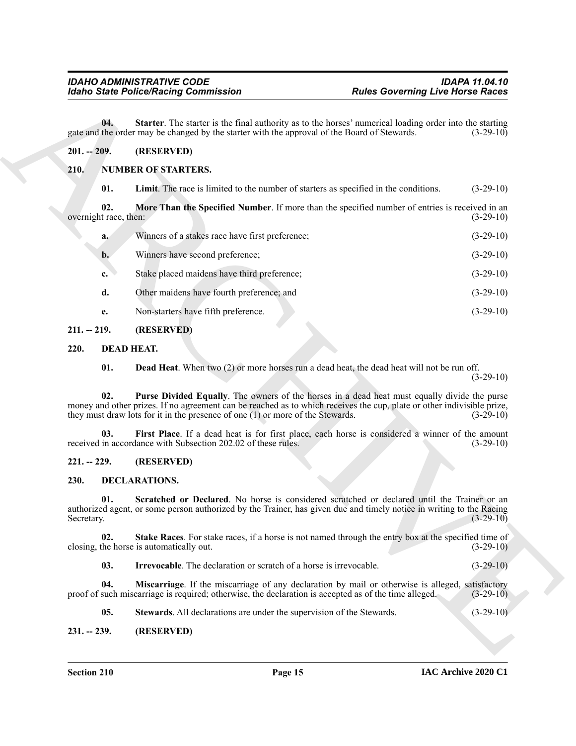**04. Starter**. The starter is the final authority as to the horses' numerical loading order into the starting gate and the order may be changed by the starter with the approval of the Board of Stewards. (3-29-10)

## 201. -- 209. (RESERVED)

## 210. NUMBER OF STARTERS.

**01. Limit**. The race is limited to the number of starters as specified in the conditions. (3-29-10)

**02. More Than the Specified Number**. If more than the specified number of entries is received in an overnight race, then: (3-29-10)

**a.** Winners of a stakes race have first preference; (3-29-10)

**b.** Winners have second preference; (3-29-10)

**c.** Stake placed maidens have third preference; (3-29-10)

**d.** Other maidens have fourth preference; and (3-29-10)

**e.** Non-starters have fifth preference. (3-29-10)

## 211. -- 219. (RESERVED)

## 220. DEAD HEAT.

**01. Dead Heat**. When two (2) or more horses run a dead heat, the dead heat will not be run off. (3-29-10)

**02. Purse Divided Equally**. The owners of the horses in a dead heat must equally divide the purse money and other prizes. If no agreement can be reached as to which receives the cup, plate or other indivisible prize, they must draw lots for it in the presence of one (1) or more of the Stewards. (3-29-10)

**03. First Place**. If a dead heat is for first place, each horse is considered a winner of the amount received in accordance with Subsection 202.02 of these rules. (3-29-10)

## 221. -- 229. (RESERVED)

## 230. DECLARATIONS.

**01. Scratched or Declared**. No horse is considered scratched or declared until the Trainer or an authorized agent, or some person authorized by the Trainer, has given due and timely notice in writing to the Racing Secretary. (3-29-10)

**02. Stake Races**. For stake races, if a horse is not named through the entry box at the specified time of closing, the horse is automatically out. (3-29-10)

**03. Irrevocable**. The declaration or scratch of a horse is irrevocable. (3-29-10)

**04. Miscarriage**. If the miscarriage of any declaration by mail or otherwise is alleged, satisfactory proof of such miscarriage is required; otherwise, the declaration is accepted as of the time alleged. (3-29-10)

**05. Stewards**. All declarations are under the supervision of the Stewards. (3-29-10)

## 231. -- 239. (RESERVED)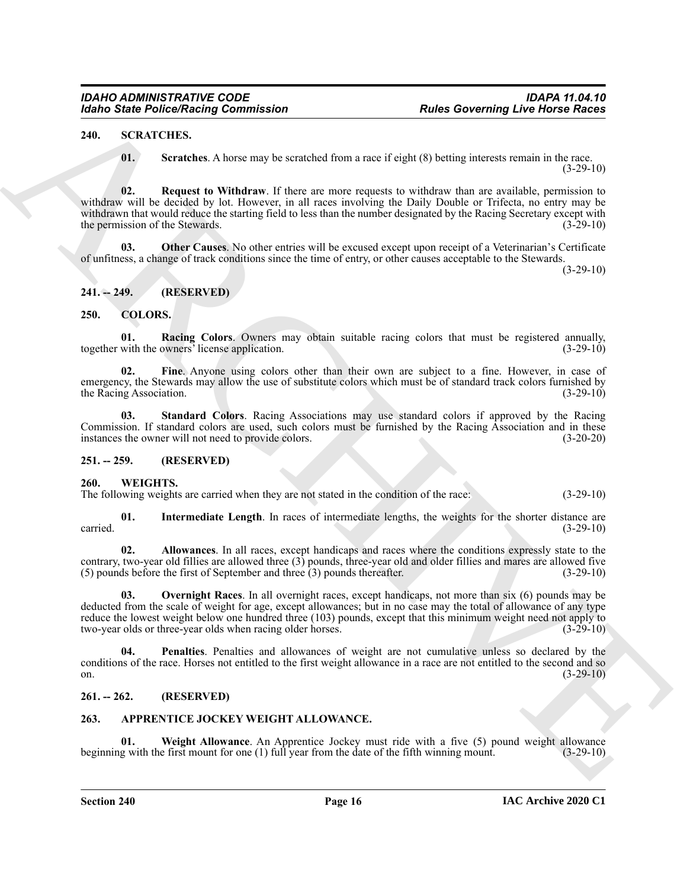### 240. SCRATCHES.

**01. Scratches**. A horse may be scratched from a race if eight (8) betting interests remain in the race. (3-29-10)

**02. Request to Withdraw**. If there are more requests to withdraw than are available, permission to withdraw will be decided by lot. However, in all races involving the Daily Double or Trifecta, no entry may be withdrawn that would reduce the starting field to less than the number designated by the Racing Secretary except with the permission of the Stewards. (3-29-10)

**03. Other Causes**. No other entries will be excused except upon receipt of a Veterinarian's Certificate of unfitness, a change of track conditions since the time of entry, or other causes acceptable to the Stewards. (3-29-10)

### 241. -- 249. (RESERVED)

### 250. COLORS.

**01. Racing Colors**. Owners may obtain suitable racing colors that must be registered annually, together with the owners' license application. (3-29-10)

**02. Fine**. Anyone using colors other than their own are subject to a fine. However, in case of emergency, the Stewards may allow the use of substitute colors which must be of standard track colors furnished by the Racing Association. (3-29-10)

**03. Standard Colors**. Racing Associations may use standard colors if approved by the Racing Commission. If standard colors are used, such colors must be furnished by the Racing Association and in these instances the owner will not need to provide colors. (3-20-20)

### 251. -- 259. (RESERVED)

### 260. WEIGHTS.

The following weights are carried when they are not stated in the condition of the race: (3-29-10)

**01. Intermediate Length**. In races of intermediate lengths, the weights for the shorter distance are carried. (3-29-10)

**02. Allowances**. In all races, except handicaps and races where the conditions expressly state to the contrary, two-year old fillies are allowed three (3) pounds, three-year old and older fillies and mares are allowed five (5) pounds before the first of September and three (3) pounds thereafter. (3-29-10)

**03. Overnight Races**. In all overnight races, except handicaps, not more than six (6) pounds may be deducted from the scale of weight for age, except allowances; but in no case may the total of allowance of any type reduce the lowest weight below one hundred three (103) pounds, except that this minimum weight need not apply to two-year olds or three-year olds when racing older horses. (3-29-10)

**04. Penalties**. Penalties and allowances of weight are not cumulative unless so declared by the conditions of the race. Horses not entitled to the first weight allowance in a race are not entitled to the second and so on. (3-29-10)

### 261. -- 262. (RESERVED)

### 263. APPRENTICE JOCKEY WEIGHT ALLOWANCE.

**01. Weight Allowance**. An Apprentice Jockey must ride with a five (5) pound weight allowance beginning with the first mount for one (1) full year from the date of the fifth winning mount. (3-29-10)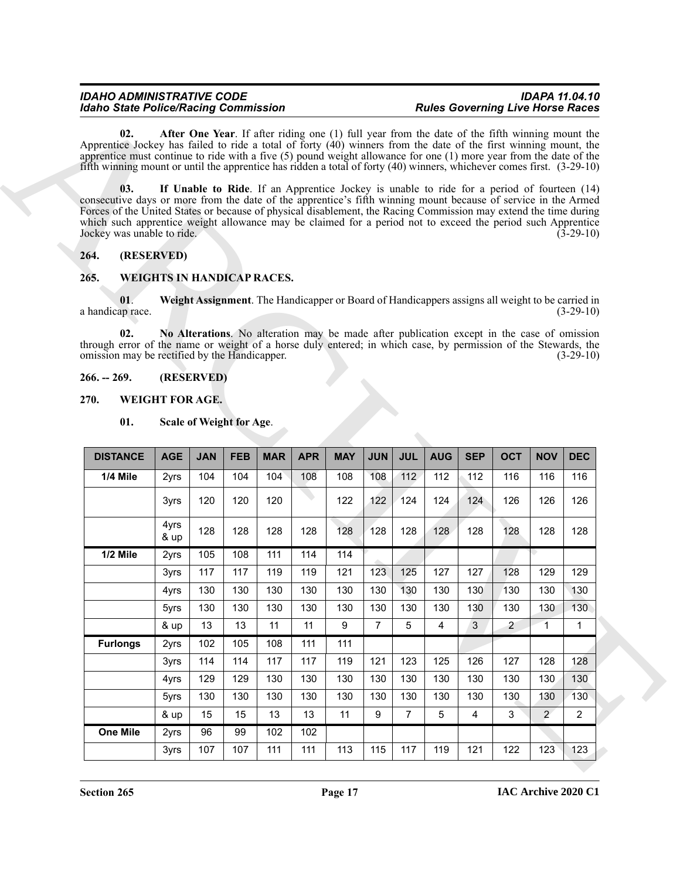**02. After One Year**. If after riding one (1) full year from the date of the fifth winning mount the Apprentice Jockey has failed to ride a total of forty (40) winners from the date of the first winning mount, the apprentice must continue to ride with a five (5) pound weight allowance for one (1) more year from the date of the fifth winning mount or until the apprentice has ridden a total of forty (40) winners, whichever comes first. (3-29-10)

**03. If Unable to Ride**. If an Apprentice Jockey is unable to ride for a period of fourteen (14) consecutive days or more from the date of the apprentice's fifth winning mount because of service in the Armed Forces of the United States or because of physical disablement, the Racing Commission may extend the time during which such apprentice weight allowance may be claimed for a period not to exceed the period such Apprentice Jockey was unable to ride. (3-29-10)

## 264. (RESERVED)

## 265. WEIGHTS IN HANDICAP RACES.

**01. Weight Assignment**. The Handicapper or Board of Handicappers assigns all weight to be carried in a handicap race. (3-29-10)

**02. No Alterations**. No alteration may be made after publication except in the case of omission through error of the name or weight of a horse duly entered; in which case, by permission of the Stewards, the omission may be rectified by the Handicapper. (3-29-10)

## 266. -- 269. (RESERVED)

## 270. WEIGHT FOR AGE.

**01. Scale of Weight for Age**.

| DISTANCE | AGE | JAN | FEB | MAR | APR | MAY | JUN | JUL | AUG | SEP | OCT | NOV | DEC |
|---|---|---|---|---|---|---|---|---|---|---|---|---|---|
| 1/4 Mile | 2yrs | 104 | 104 | 104 | 108 | 108 | 108 | 112 | 112 | 112 | 116 | 116 | 116 |
| | 3yrs | 120 | 120 | 120 | | 122 | 122 | 124 | 124 | 124 | 126 | 126 | 126 |
| | 4yrs & up | 128 | 128 | 128 | 128 | 128 | 128 | 128 | 128 | 128 | 128 | 128 | 128 |
| 1/2 Mile | 2yrs | 105 | 108 | 111 | 114 | 114 | | | | | | | |
| | 3yrs | 117 | 117 | 119 | 119 | 121 | 123 | 125 | 127 | 127 | 128 | 129 | 129 |
| | 4yrs | 130 | 130 | 130 | 130 | 130 | 130 | 130 | 130 | 130 | 130 | 130 | 130 |
| | 5yrs | 130 | 130 | 130 | 130 | 130 | 130 | 130 | 130 | 130 | 130 | 130 | 130 |
| | & up | 13 | 13 | 11 | 11 | 9 | 7 | 5 | 4 | 3 | 2 | 1 | 1 |
| Furlongs | 2yrs | 102 | 105 | 108 | 111 | 111 | | | | | | | |
| | 3yrs | 114 | 114 | 117 | 117 | 119 | 121 | 123 | 125 | 126 | 127 | 128 | 128 |
| | 4yrs | 129 | 129 | 130 | 130 | 130 | 130 | 130 | 130 | 130 | 130 | 130 | 130 |
| | 5yrs | 130 | 130 | 130 | 130 | 130 | 130 | 130 | 130 | 130 | 130 | 130 | 130 |
| | & up | 15 | 15 | 13 | 13 | 11 | 9 | 7 | 5 | 4 | 3 | 2 | 2 |
| One Mile | 2yrs | 96 | 99 | 102 | 102 | | | | | | | | |
| | 3yrs | 107 | 107 | 111 | 111 | 113 | 115 | 117 | 119 | 121 | 122 | 123 | 123 |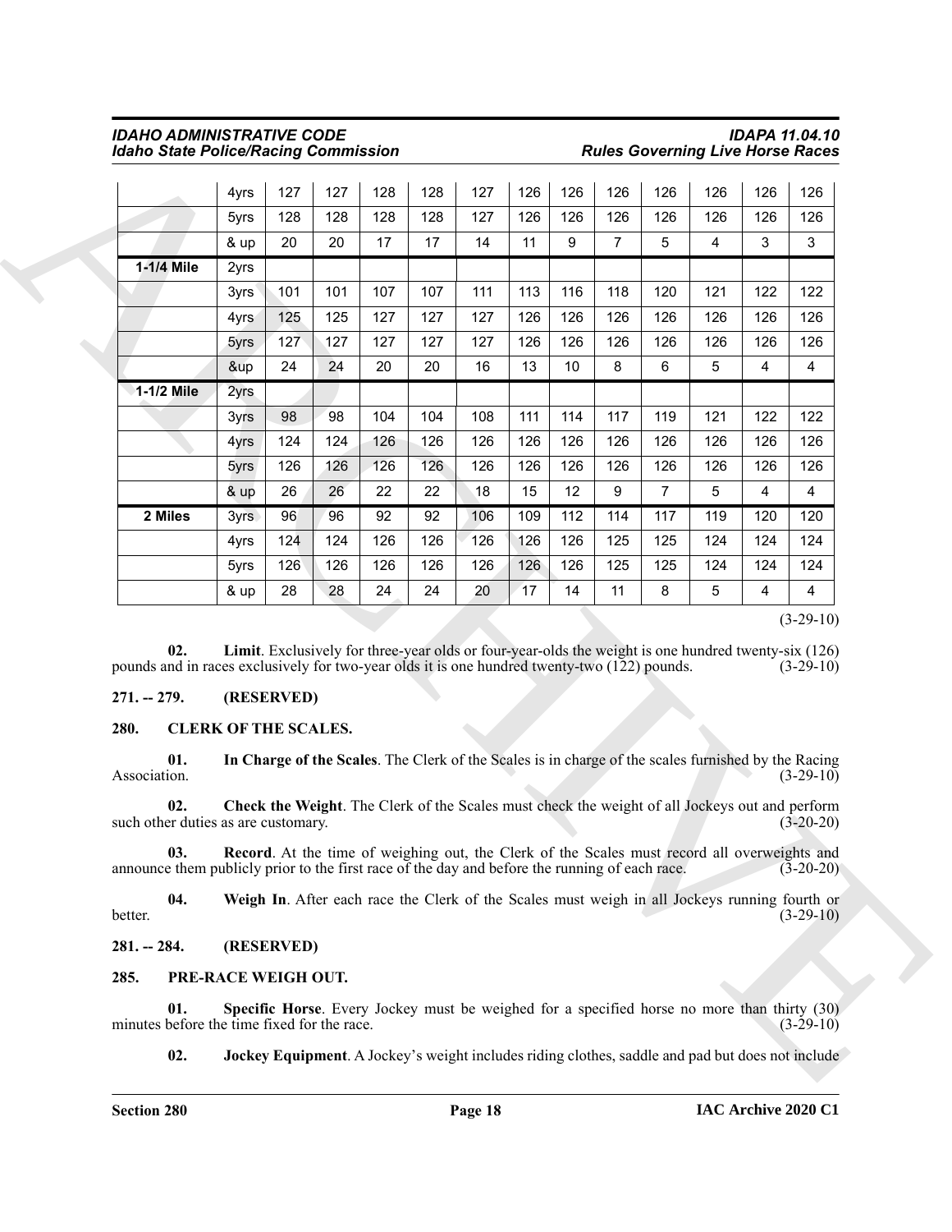| | 4yrs | 127 | 127 | 128 | 128 | 127 | 126 | 126 | 126 | 126 | 126 | 126 | 126 |
|---|---|---|---|---|---|---|---|---|---|---|---|---|---|
| | 5yrs | 128 | 128 | 128 | 128 | 127 | 126 | 126 | 126 | 126 | 126 | 126 | 126 |
| | & up | 20 | 20 | 17 | 17 | 14 | 11 | 9 | 7 | 5 | 4 | 3 | 3 |
| **1-1/4 Mile** | 2yrs | | | | | | | | | | | | |
| | 3yrs | 101 | 101 | 107 | 107 | 111 | 113 | 116 | 118 | 120 | 121 | 122 | 122 |
| | 4yrs | 125 | 125 | 127 | 127 | 127 | 126 | 126 | 126 | 126 | 126 | 126 | 126 |
| | 5yrs | 127 | 127 | 127 | 127 | 127 | 126 | 126 | 126 | 126 | 126 | 126 | 126 |
| | &up | 24 | 24 | 20 | 20 | 16 | 13 | 10 | 8 | 6 | 5 | 4 | 4 |
| **1-1/2 Mile** | 2yrs | | | | | | | | | | | | |
| | 3yrs | 98 | 98 | 104 | 104 | 108 | 111 | 114 | 117 | 119 | 121 | 122 | 122 |
| | 4yrs | 124 | 124 | 126 | 126 | 126 | 126 | 126 | 126 | 126 | 126 | 126 | 126 |
| | 5yrs | 126 | 126 | 126 | 126 | 126 | 126 | 126 | 126 | 126 | 126 | 126 | 126 |
| | & up | 26 | 26 | 22 | 22 | 18 | 15 | 12 | 9 | 7 | 5 | 4 | 4 |
| **2 Miles** | 3yrs | 96 | 96 | 92 | 92 | 106 | 109 | 112 | 114 | 117 | 119 | 120 | 120 |
| | 4yrs | 124 | 124 | 126 | 126 | 126 | 126 | 126 | 125 | 125 | 124 | 124 | 124 |
| | 5yrs | 126 | 126 | 126 | 126 | 126 | 126 | 126 | 125 | 125 | 124 | 124 | 124 |
| | & up | 28 | 28 | 24 | 24 | 20 | 17 | 14 | 11 | 8 | 5 | 4 | 4 |

(3-29-10)

**02. Limit**. Exclusively for three-year olds or four-year-olds the weight is one hundred twenty-six (126) pounds and in races exclusively for two-year olds it is one hundred twenty-two (122) pounds. (3-29-10)

## 271. -- 279. (RESERVED)

## 280. CLERK OF THE SCALES.

**01. In Charge of the Scales**. The Clerk of the Scales is in charge of the scales furnished by the Racing Association. (3-29-10)

**02. Check the Weight**. The Clerk of the Scales must check the weight of all Jockeys out and perform such other duties as are customary. (3-20-20)

**03. Record**. At the time of weighing out, the Clerk of the Scales must record all overweights and announce them publicly prior to the first race of the day and before the running of each race. (3-20-20)

**04. Weigh In**. After each race the Clerk of the Scales must weigh in all Jockeys running fourth or better. (3-29-10)

## 281. -- 284. (RESERVED)

## 285. PRE-RACE WEIGH OUT.

**01. Specific Horse**. Every Jockey must be weighed for a specified horse no more than thirty (30) minutes before the time fixed for the race. (3-29-10)

**02. Jockey Equipment**. A Jockey's weight includes riding clothes, saddle and pad but does not include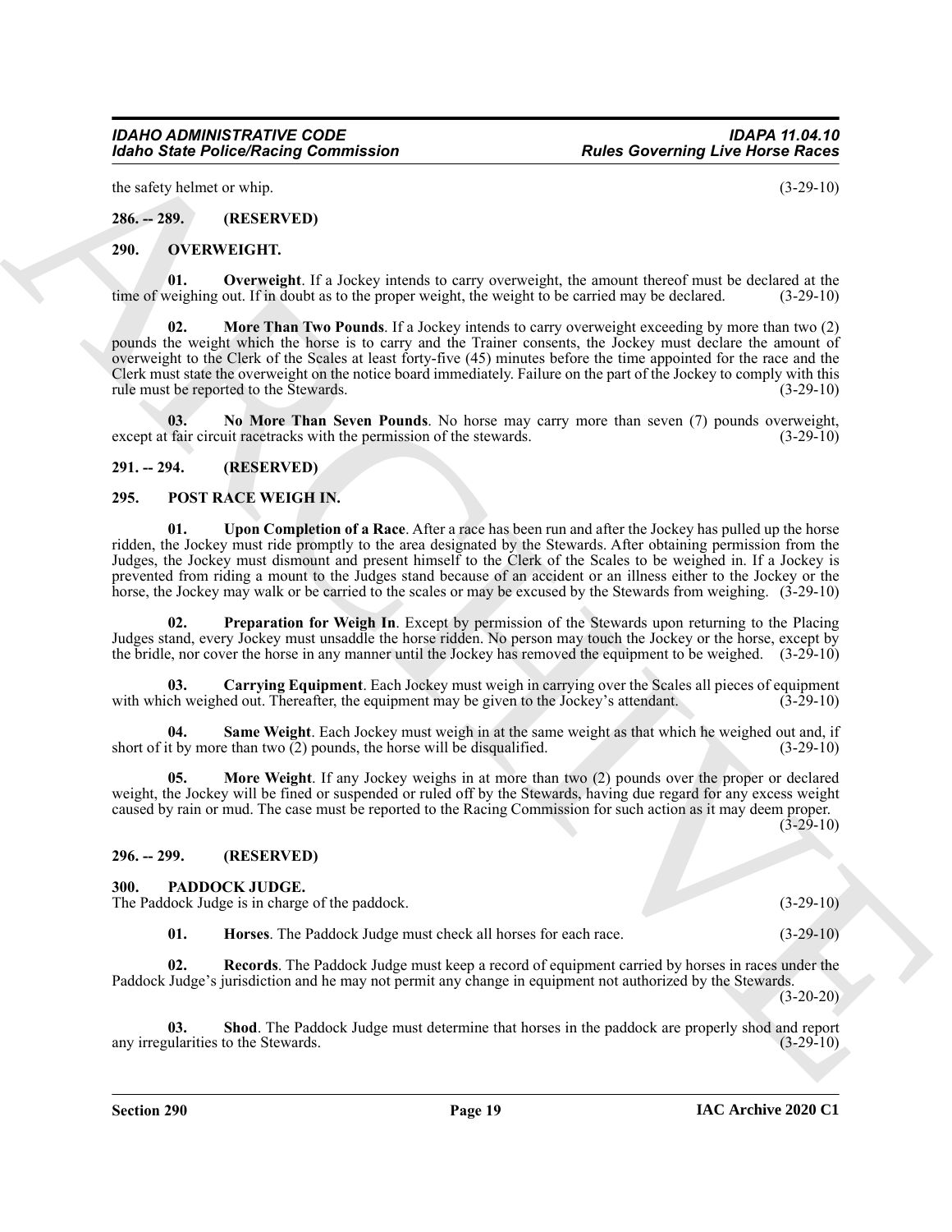the safety helmet or whip. (3-29-10)

### 286. -- 289. (RESERVED)

### 290. OVERWEIGHT.

**01. Overweight**. If a Jockey intends to carry overweight, the amount thereof must be declared at the time of weighing out. If in doubt as to the proper weight, the weight to be carried may be declared. (3-29-10)

**02. More Than Two Pounds**. If a Jockey intends to carry overweight exceeding by more than two (2) pounds the weight which the horse is to carry and the Trainer consents, the Jockey must declare the amount of overweight to the Clerk of the Scales at least forty-five (45) minutes before the time appointed for the race and the Clerk must state the overweight on the notice board immediately. Failure on the part of the Jockey to comply with this rule must be reported to the Stewards. (3-29-10)

**03. No More Than Seven Pounds**. No horse may carry more than seven (7) pounds overweight, except at fair circuit racetracks with the permission of the stewards. (3-29-10)

### 291. -- 294. (RESERVED)

### 295. POST RACE WEIGH IN.

**01. Upon Completion of a Race**. After a race has been run and after the Jockey has pulled up the horse ridden, the Jockey must ride promptly to the area designated by the Stewards. After obtaining permission from the Judges, the Jockey must dismount and present himself to the Clerk of the Scales to be weighed in. If a Jockey is prevented from riding a mount to the Judges stand because of an accident or an illness either to the Jockey or the horse, the Jockey may walk or be carried to the scales or may be excused by the Stewards from weighing. (3-29-10)

**02. Preparation for Weigh In**. Except by permission of the Stewards upon returning to the Placing Judges stand, every Jockey must unsaddle the horse ridden. No person may touch the Jockey or the horse, except by the bridle, nor cover the horse in any manner until the Jockey has removed the equipment to be weighed. (3-29-10)

**03. Carrying Equipment**. Each Jockey must weigh in carrying over the Scales all pieces of equipment with which weighed out. Thereafter, the equipment may be given to the Jockey's attendant. (3-29-10)

**04. Same Weight**. Each Jockey must weigh in at the same weight as that which he weighed out and, if short of it by more than two (2) pounds, the horse will be disqualified. (3-29-10)

**05. More Weight**. If any Jockey weighs in at more than two (2) pounds over the proper or declared weight, the Jockey will be fined or suspended or ruled off by the Stewards, having due regard for any excess weight caused by rain or mud. The case must be reported to the Racing Commission for such action as it may deem proper. (3-29-10)

### 296. -- 299. (RESERVED)

### 300. PADDOCK JUDGE.

The Paddock Judge is in charge of the paddock. (3-29-10)

**01. Horses**. The Paddock Judge must check all horses for each race. (3-29-10)

**02. Records**. The Paddock Judge must keep a record of equipment carried by horses in races under the Paddock Judge's jurisdiction and he may not permit any change in equipment not authorized by the Stewards. (3-20-20)

**03. Shod**. The Paddock Judge must determine that horses in the paddock are properly shod and report any irregularities to the Stewards. (3-29-10)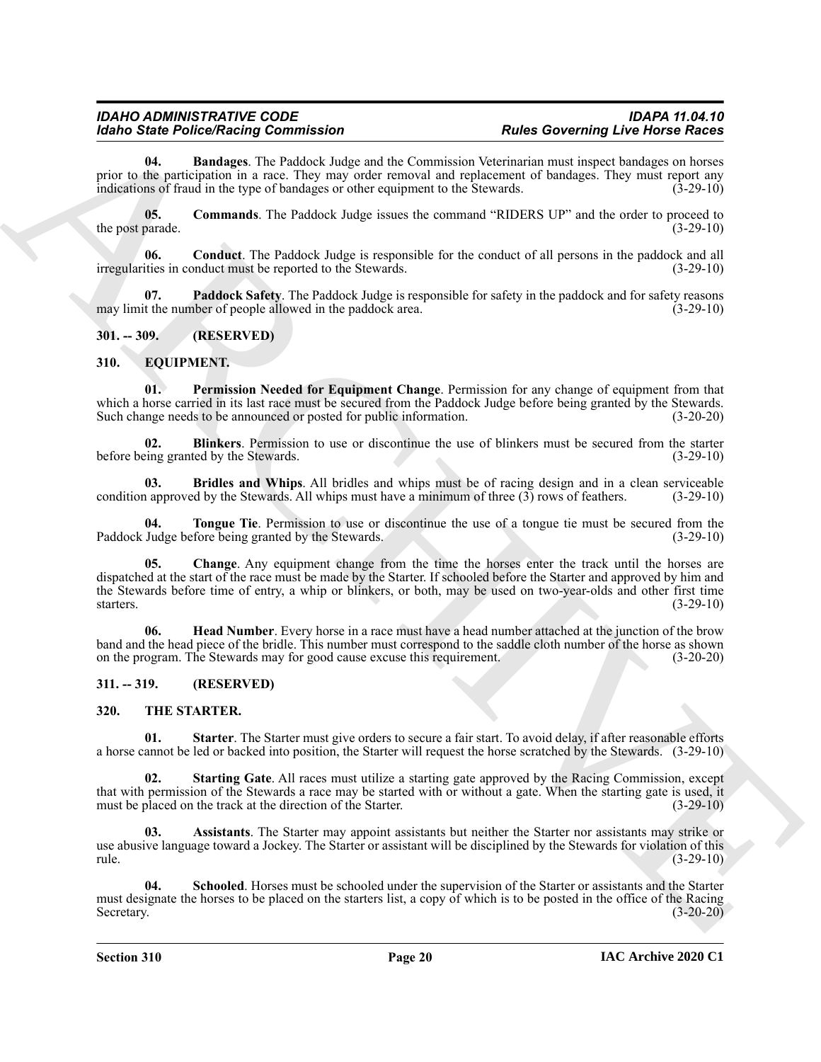**04. Bandages**. The Paddock Judge and the Commission Veterinarian must inspect bandages on horses prior to the participation in a race. They may order removal and replacement of bandages. They must report any indications of fraud in the type of bandages or other equipment to the Stewards. (3-29-10)

**05. Commands**. The Paddock Judge issues the command "RIDERS UP" and the order to proceed to the post parade. (3-29-10)

**06. Conduct**. The Paddock Judge is responsible for the conduct of all persons in the paddock and all irregularities in conduct must be reported to the Stewards. (3-29-10)

**07. Paddock Safety**. The Paddock Judge is responsible for safety in the paddock and for safety reasons may limit the number of people allowed in the paddock area. (3-29-10)

## 301. -- 309. (RESERVED)

## 310. EQUIPMENT.

**01. Permission Needed for Equipment Change**. Permission for any change of equipment from that which a horse carried in its last race must be secured from the Paddock Judge before being granted by the Stewards. Such change needs to be announced or posted for public information. (3-20-20)

**02. Blinkers**. Permission to use or discontinue the use of blinkers must be secured from the starter before being granted by the Stewards. (3-29-10)

**03. Bridles and Whips**. All bridles and whips must be of racing design and in a clean serviceable condition approved by the Stewards. All whips must have a minimum of three (3) rows of feathers. (3-29-10)

**04. Tongue Tie**. Permission to use or discontinue the use of a tongue tie must be secured from the Paddock Judge before being granted by the Stewards. (3-29-10)

**05. Change**. Any equipment change from the time the horses enter the track until the horses are dispatched at the start of the race must be made by the Starter. If schooled before the Starter and approved by him and the Stewards before time of entry, a whip or blinkers, or both, may be used on two-year-olds and other first time starters. (3-29-10)

**06. Head Number**. Every horse in a race must have a head number attached at the junction of the brow band and the head piece of the bridle. This number must correspond to the saddle cloth number of the horse as shown on the program. The Stewards may for good cause excuse this requirement. (3-20-20)

## 311. -- 319. (RESERVED)

## 320. THE STARTER.

**01. Starter**. The Starter must give orders to secure a fair start. To avoid delay, if after reasonable efforts a horse cannot be led or backed into position, the Starter will request the horse scratched by the Stewards. (3-29-10)

**02. Starting Gate**. All races must utilize a starting gate approved by the Racing Commission, except that with permission of the Stewards a race may be started with or without a gate. When the starting gate is used, it must be placed on the track at the direction of the Starter. (3-29-10)

**03. Assistants**. The Starter may appoint assistants but neither the Starter nor assistants may strike or use abusive language toward a Jockey. The Starter or assistant will be disciplined by the Stewards for violation of this rule. (3-29-10)

**04. Schooled**. Horses must be schooled under the supervision of the Starter or assistants and the Starter must designate the horses to be placed on the starters list, a copy of which is to be posted in the office of the Racing Secretary. (3-20-20)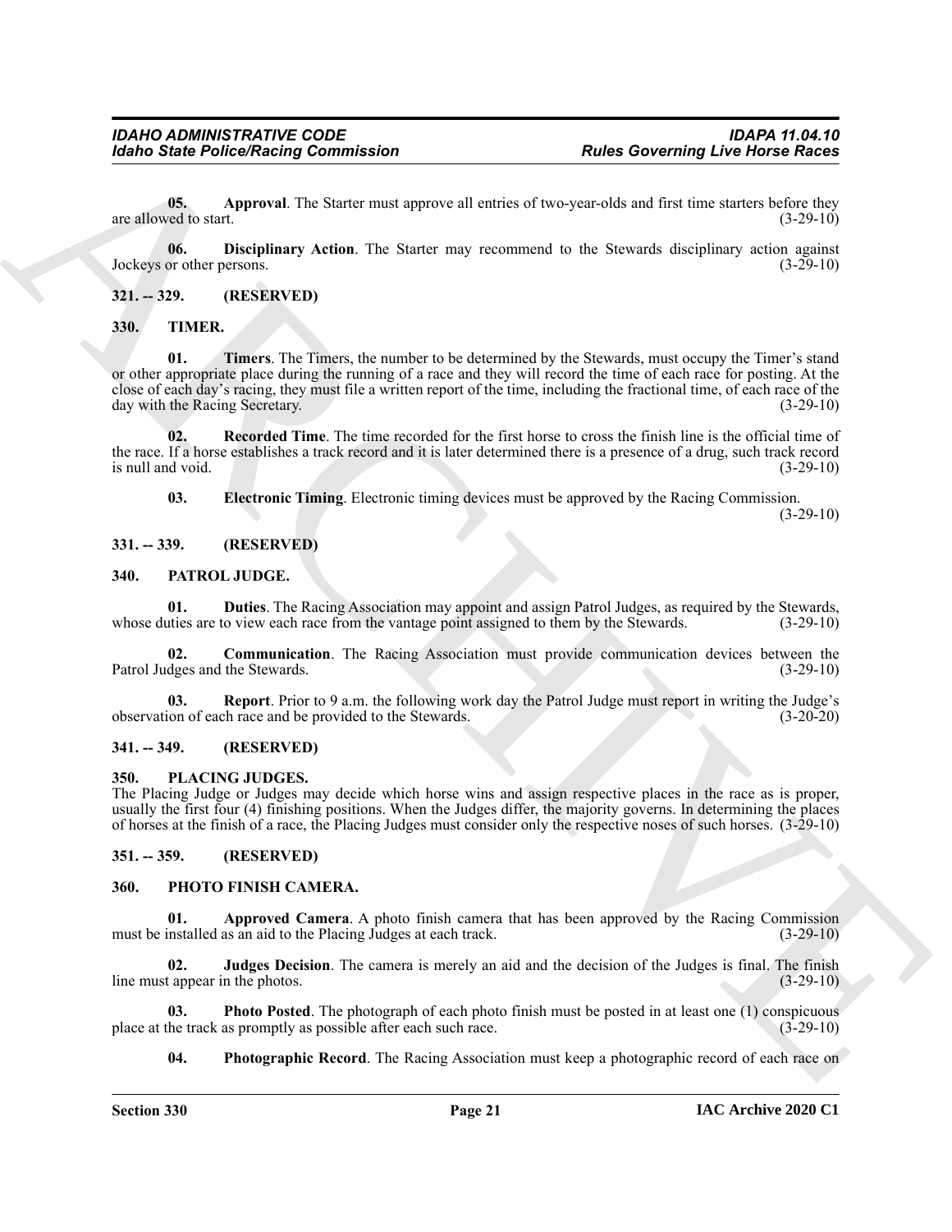**05. Approval**. The Starter must approve all entries of two-year-olds and first time starters before they are allowed to start. (3-29-10)

**06. Disciplinary Action**. The Starter may recommend to the Stewards disciplinary action against Jockeys or other persons. (3-29-10)

## 321. -- 329. (RESERVED)

## 330. TIMER.

**01. Timers**. The Timers, the number to be determined by the Stewards, must occupy the Timer's stand or other appropriate place during the running of a race and they will record the time of each race for posting. At the close of each day's racing, they must file a written report of the time, including the fractional time, of each race of the day with the Racing Secretary. (3-29-10)

**02. Recorded Time**. The time recorded for the first horse to cross the finish line is the official time of the race. If a horse establishes a track record and it is later determined there is a presence of a drug, such track record is null and void. (3-29-10)

**03. Electronic Timing**. Electronic timing devices must be approved by the Racing Commission. (3-29-10)

## 331. -- 339. (RESERVED)

## 340. PATROL JUDGE.

**01. Duties**. The Racing Association may appoint and assign Patrol Judges, as required by the Stewards, whose duties are to view each race from the vantage point assigned to them by the Stewards. (3-29-10)

**02. Communication**. The Racing Association must provide communication devices between the Patrol Judges and the Stewards. (3-29-10)

**03. Report**. Prior to 9 a.m. the following work day the Patrol Judge must report in writing the Judge's observation of each race and be provided to the Stewards. (3-20-20)

## 341. -- 349. (RESERVED)

## 350. PLACING JUDGES.

The Placing Judge or Judges may decide which horse wins and assign respective places in the race as is proper, usually the first four (4) finishing positions. When the Judges differ, the majority governs. In determining the places of horses at the finish of a race, the Placing Judges must consider only the respective noses of such horses. (3-29-10)

## 351. -- 359. (RESERVED)

## 360. PHOTO FINISH CAMERA.

**01. Approved Camera**. A photo finish camera that has been approved by the Racing Commission must be installed as an aid to the Placing Judges at each track. (3-29-10)

**02. Judges Decision**. The camera is merely an aid and the decision of the Judges is final. The finish line must appear in the photos. (3-29-10)

**03. Photo Posted**. The photograph of each photo finish must be posted in at least one (1) conspicuous place at the track as promptly as possible after each such race. (3-29-10)

**04. Photographic Record**. The Racing Association must keep a photographic record of each race on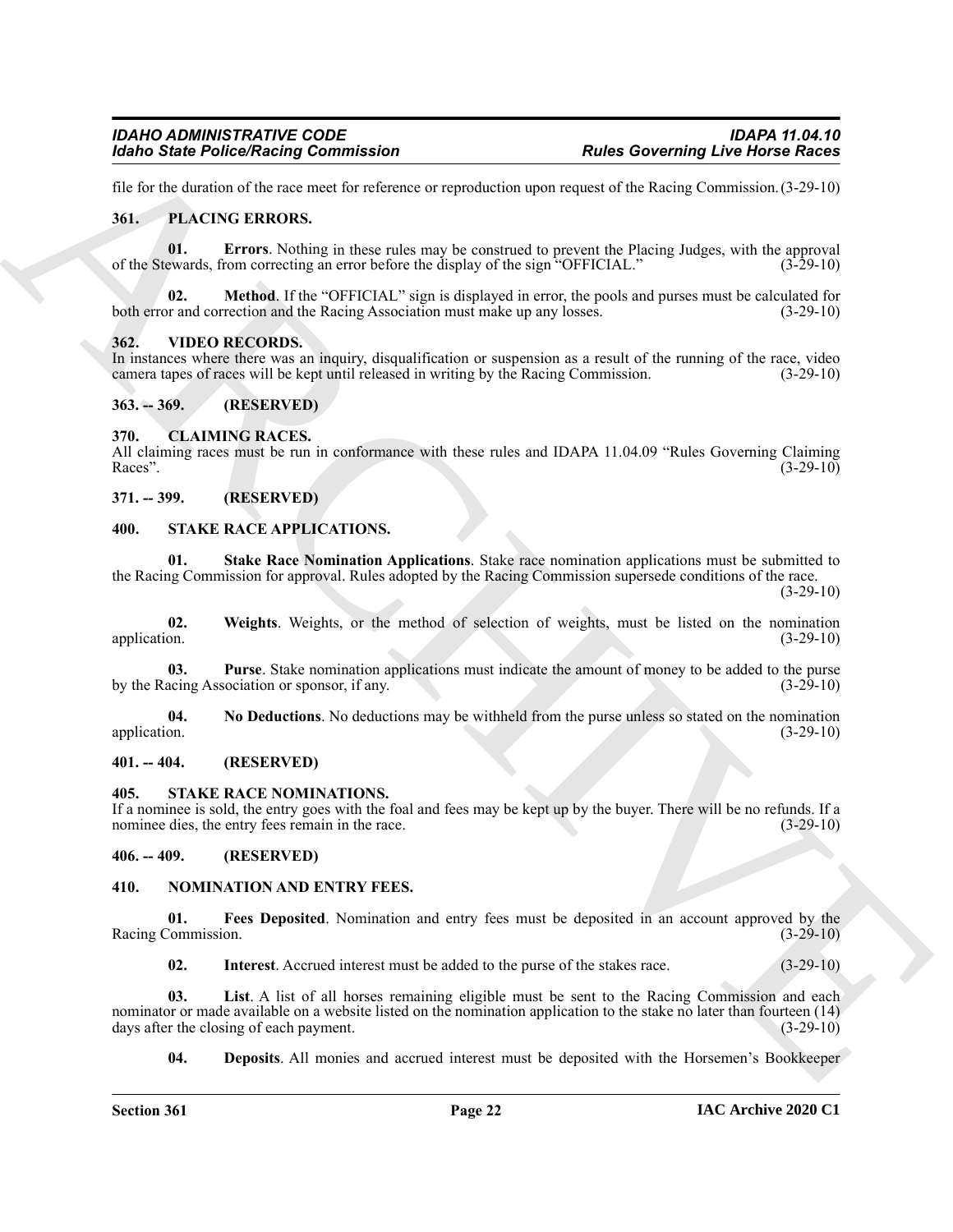file for the duration of the race meet for reference or reproduction upon request of the Racing Commission. (3-29-10)

## 361. PLACING ERRORS.

**01. Errors**. Nothing in these rules may be construed to prevent the Placing Judges, with the approval of the Stewards, from correcting an error before the display of the sign "OFFICIAL." (3-29-10)

**02. Method**. If the "OFFICIAL" sign is displayed in error, the pools and purses must be calculated for both error and correction and the Racing Association must make up any losses. (3-29-10)

## 362. VIDEO RECORDS.

In instances where there was an inquiry, disqualification or suspension as a result of the running of the race, video camera tapes of races will be kept until released in writing by the Racing Commission. (3-29-10)

## 363. -- 369. (RESERVED)

## 370. CLAIMING RACES.

All claiming races must be run in conformance with these rules and IDAPA 11.04.09 "Rules Governing Claiming Races". (3-29-10)

## 371. -- 399. (RESERVED)

## 400. STAKE RACE APPLICATIONS.

**01. Stake Race Nomination Applications**. Stake race nomination applications must be submitted to the Racing Commission for approval. Rules adopted by the Racing Commission supersede conditions of the race. (3-29-10)

**02. Weights**. Weights, or the method of selection of weights, must be listed on the nomination application. (3-29-10)

**03. Purse**. Stake nomination applications must indicate the amount of money to be added to the purse by the Racing Association or sponsor, if any. (3-29-10)

**04. No Deductions**. No deductions may be withheld from the purse unless so stated on the nomination application. (3-29-10)

## 401. -- 404. (RESERVED)

## 405. STAKE RACE NOMINATIONS.

If a nominee is sold, the entry goes with the foal and fees may be kept up by the buyer. There will be no refunds. If a nominee dies, the entry fees remain in the race. (3-29-10)

## 406. -- 409. (RESERVED)

## 410. NOMINATION AND ENTRY FEES.

**01. Fees Deposited**. Nomination and entry fees must be deposited in an account approved by the Racing Commission. (3-29-10)

**02. Interest**. Accrued interest must be added to the purse of the stakes race. (3-29-10)

**03. List**. A list of all horses remaining eligible must be sent to the Racing Commission and each nominator or made available on a website listed on the nomination application to the stake no later than fourteen (14) days after the closing of each payment. (3-29-10)

**04. Deposits**. All monies and accrued interest must be deposited with the Horsemen's Bookkeeper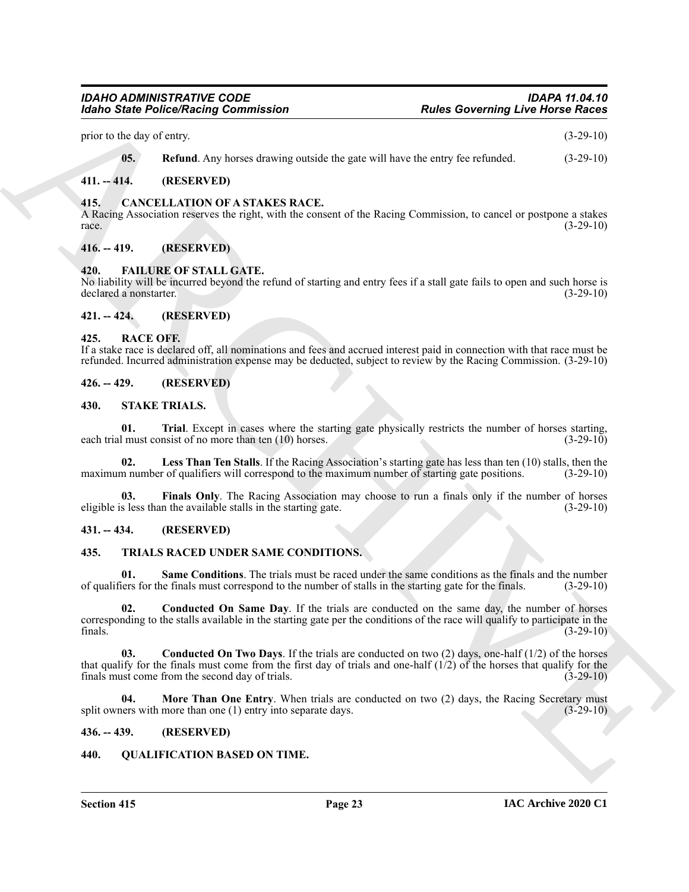prior to the day of entry. (3-29-10)

**05. Refund**. Any horses drawing outside the gate will have the entry fee refunded. (3-29-10)

## 411. -- 414. (RESERVED)

## 415. CANCELLATION OF A STAKES RACE.

A Racing Association reserves the right, with the consent of the Racing Commission, to cancel or postpone a stakes race. (3-29-10)

## 416. -- 419. (RESERVED)

## 420. FAILURE OF STALL GATE.

No liability will be incurred beyond the refund of starting and entry fees if a stall gate fails to open and such horse is declared a nonstarter. (3-29-10)

## 421. -- 424. (RESERVED)

## 425. RACE OFF.

If a stake race is declared off, all nominations and fees and accrued interest paid in connection with that race must be refunded. Incurred administration expense may be deducted, subject to review by the Racing Commission. (3-29-10)

## 426. -- 429. (RESERVED)

## 430. STAKE TRIALS.

**01. Trial**. Except in cases where the starting gate physically restricts the number of horses starting, each trial must consist of no more than ten (10) horses. (3-29-10)

**02. Less Than Ten Stalls**. If the Racing Association's starting gate has less than ten (10) stalls, then the maximum number of qualifiers will correspond to the maximum number of starting gate positions. (3-29-10)

**03. Finals Only**. The Racing Association may choose to run a finals only if the number of horses eligible is less than the available stalls in the starting gate. (3-29-10)

## 431. -- 434. (RESERVED)

## 435. TRIALS RACED UNDER SAME CONDITIONS.

**01. Same Conditions**. The trials must be raced under the same conditions as the finals and the number of qualifiers for the finals must correspond to the number of stalls in the starting gate for the finals. (3-29-10)

**02. Conducted On Same Day**. If the trials are conducted on the same day, the number of horses corresponding to the stalls available in the starting gate per the conditions of the race will qualify to participate in the finals. (3-29-10)

**03. Conducted On Two Days**. If the trials are conducted on two (2) days, one-half (1/2) of the horses that qualify for the finals must come from the first day of trials and one-half (1/2) of the horses that qualify for the finals must come from the second day of trials. (3-29-10)

**04. More Than One Entry**. When trials are conducted on two (2) days, the Racing Secretary must split owners with more than one (1) entry into separate days. (3-29-10)

## 436. -- 439. (RESERVED)

## 440. QUALIFICATION BASED ON TIME.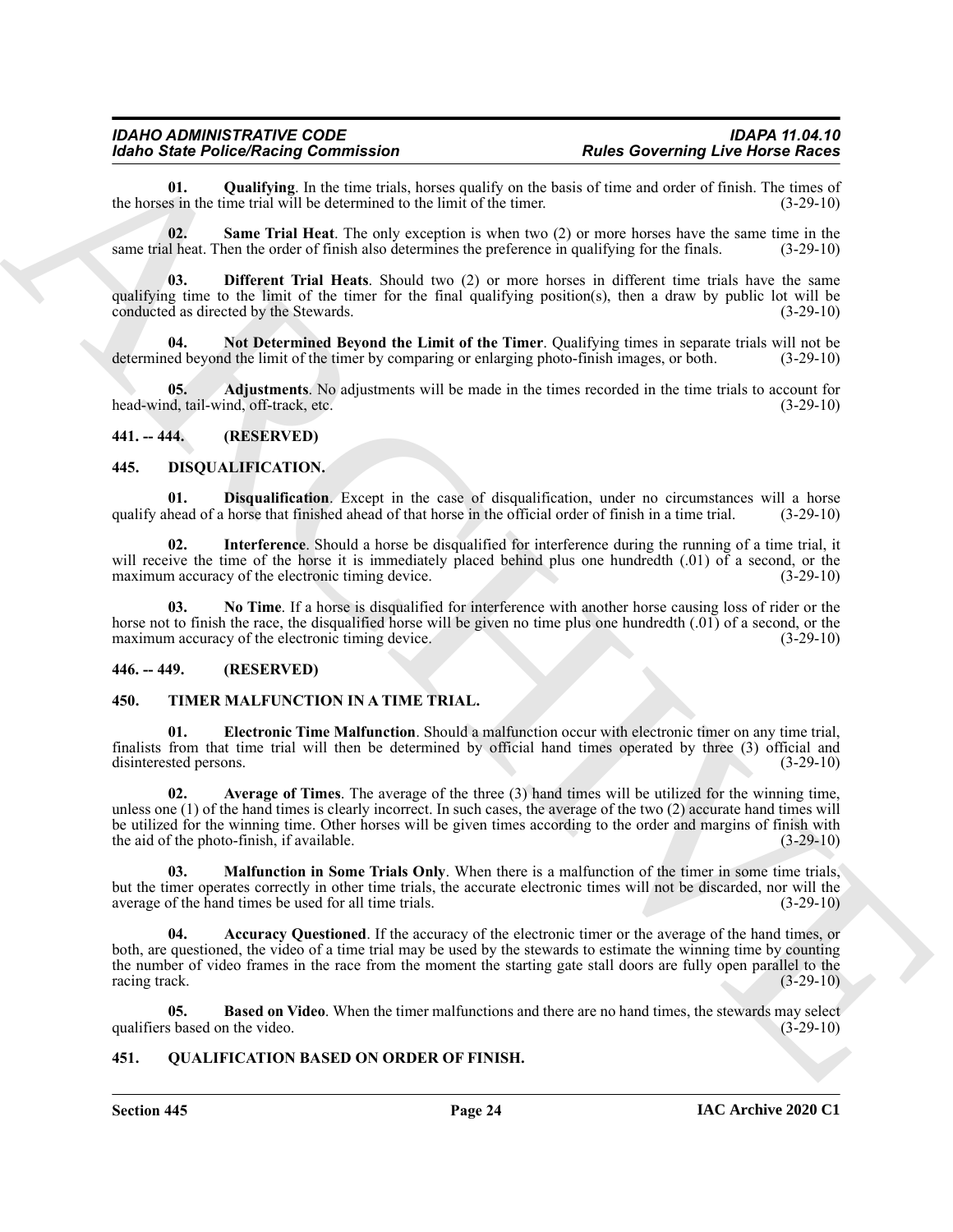**01. Qualifying**. In the time trials, horses qualify on the basis of time and order of finish. The times of the horses in the time trial will be determined to the limit of the timer. (3-29-10)

**02. Same Trial Heat**. The only exception is when two (2) or more horses have the same time in the same trial heat. Then the order of finish also determines the preference in qualifying for the finals. (3-29-10)

**03. Different Trial Heats**. Should two (2) or more horses in different time trials have the same qualifying time to the limit of the timer for the final qualifying position(s), then a draw by public lot will be conducted as directed by the Stewards. (3-29-10)

**04. Not Determined Beyond the Limit of the Timer**. Qualifying times in separate trials will not be determined beyond the limit of the timer by comparing or enlarging photo-finish images, or both. (3-29-10)

**05. Adjustments**. No adjustments will be made in the times recorded in the time trials to account for head-wind, tail-wind, off-track, etc. (3-29-10)

## 441. -- 444. (RESERVED)

## 445. DISQUALIFICATION.

**01. Disqualification**. Except in the case of disqualification, under no circumstances will a horse qualify ahead of a horse that finished ahead of that horse in the official order of finish in a time trial. (3-29-10)

**02. Interference**. Should a horse be disqualified for interference during the running of a time trial, it will receive the time of the horse it is immediately placed behind plus one hundredth (.01) of a second, or the maximum accuracy of the electronic timing device. (3-29-10)

**03. No Time**. If a horse is disqualified for interference with another horse causing loss of rider or the horse not to finish the race, the disqualified horse will be given no time plus one hundredth (.01) of a second, or the maximum accuracy of the electronic timing device. (3-29-10)

## 446. -- 449. (RESERVED)

## 450. TIMER MALFUNCTION IN A TIME TRIAL.

**01. Electronic Time Malfunction**. Should a malfunction occur with electronic timer on any time trial, finalists from that time trial will then be determined by official hand times operated by three (3) official and disinterested persons. (3-29-10)

**02. Average of Times**. The average of the three (3) hand times will be utilized for the winning time, unless one (1) of the hand times is clearly incorrect. In such cases, the average of the two (2) accurate hand times will be utilized for the winning time. Other horses will be given times according to the order and margins of finish with the aid of the photo-finish, if available. (3-29-10)

**03. Malfunction in Some Trials Only**. When there is a malfunction of the timer in some time trials, but the timer operates correctly in other time trials, the accurate electronic times will not be discarded, nor will the average of the hand times be used for all time trials. (3-29-10)

**04. Accuracy Questioned**. If the accuracy of the electronic timer or the average of the hand times, or both, are questioned, the video of a time trial may be used by the stewards to estimate the winning time by counting the number of video frames in the race from the moment the starting gate stall doors are fully open parallel to the racing track. (3-29-10)

**05. Based on Video**. When the timer malfunctions and there are no hand times, the stewards may select qualifiers based on the video. (3-29-10)

## 451. QUALIFICATION BASED ON ORDER OF FINISH.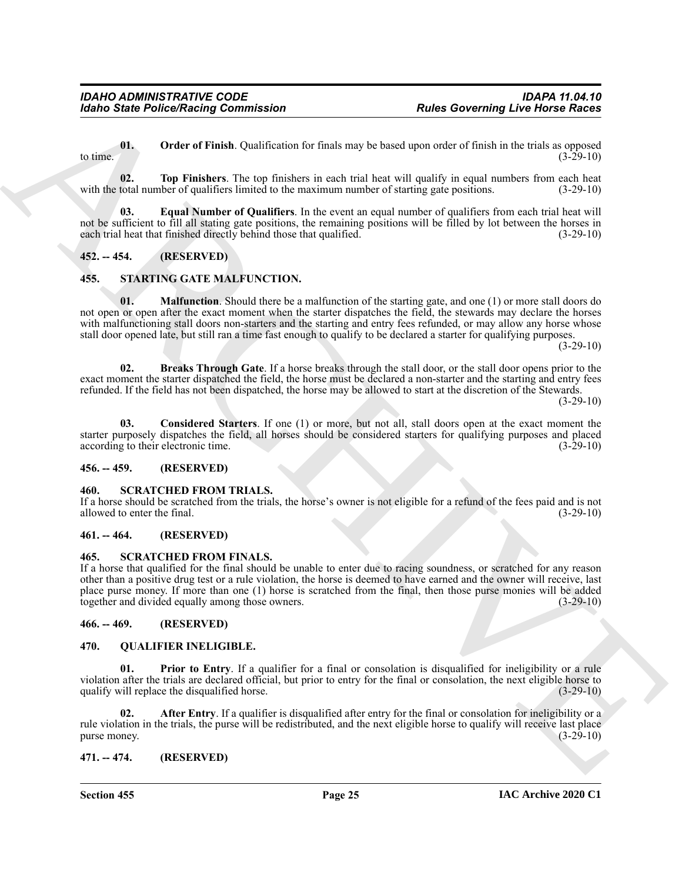**01. Order of Finish**. Qualification for finals may be based upon order of finish in the trials as opposed to time. (3-29-10)

**02. Top Finishers**. The top finishers in each trial heat will qualify in equal numbers from each heat with the total number of qualifiers limited to the maximum number of starting gate positions. (3-29-10)

**03. Equal Number of Qualifiers**. In the event an equal number of qualifiers from each trial heat will not be sufficient to fill all stating gate positions, the remaining positions will be filled by lot between the horses in each trial heat that finished directly behind those that qualified. (3-29-10)

## 452. -- 454. (RESERVED)

## 455. STARTING GATE MALFUNCTION.

**01. Malfunction**. Should there be a malfunction of the starting gate, and one (1) or more stall doors do not open or open after the exact moment when the starter dispatches the field, the stewards may declare the horses with malfunctioning stall doors non-starters and the starting and entry fees refunded, or may allow any horse whose stall door opened late, but still ran a time fast enough to qualify to be declared a starter for qualifying purposes. (3-29-10)

**02. Breaks Through Gate**. If a horse breaks through the stall door, or the stall door opens prior to the exact moment the starter dispatched the field, the horse must be declared a non-starter and the starting and entry fees refunded. If the field has not been dispatched, the horse may be allowed to start at the discretion of the Stewards. (3-29-10)

**03. Considered Starters**. If one (1) or more, but not all, stall doors open at the exact moment the starter purposely dispatches the field, all horses should be considered starters for qualifying purposes and placed according to their electronic time. (3-29-10)

## 456. -- 459. (RESERVED)

## 460. SCRATCHED FROM TRIALS.

If a horse should be scratched from the trials, the horse's owner is not eligible for a refund of the fees paid and is not allowed to enter the final. (3-29-10)

## 461. -- 464. (RESERVED)

## 465. SCRATCHED FROM FINALS.

If a horse that qualified for the final should be unable to enter due to racing soundness, or scratched for any reason other than a positive drug test or a rule violation, the horse is deemed to have earned and the owner will receive, last place purse money. If more than one (1) horse is scratched from the final, then those purse monies will be added together and divided equally among those owners. (3-29-10)

## 466. -- 469. (RESERVED)

## 470. QUALIFIER INELIGIBLE.

**01. Prior to Entry**. If a qualifier for a final or consolation is disqualified for ineligibility or a rule violation after the trials are declared official, but prior to entry for the final or consolation, the next eligible horse to qualify will replace the disqualified horse. (3-29-10)

**02. After Entry**. If a qualifier is disqualified after entry for the final or consolation for ineligibility or a rule violation in the trials, the purse will be redistributed, and the next eligible horse to qualify will receive last place purse money. (3-29-10)

## 471. -- 474. (RESERVED)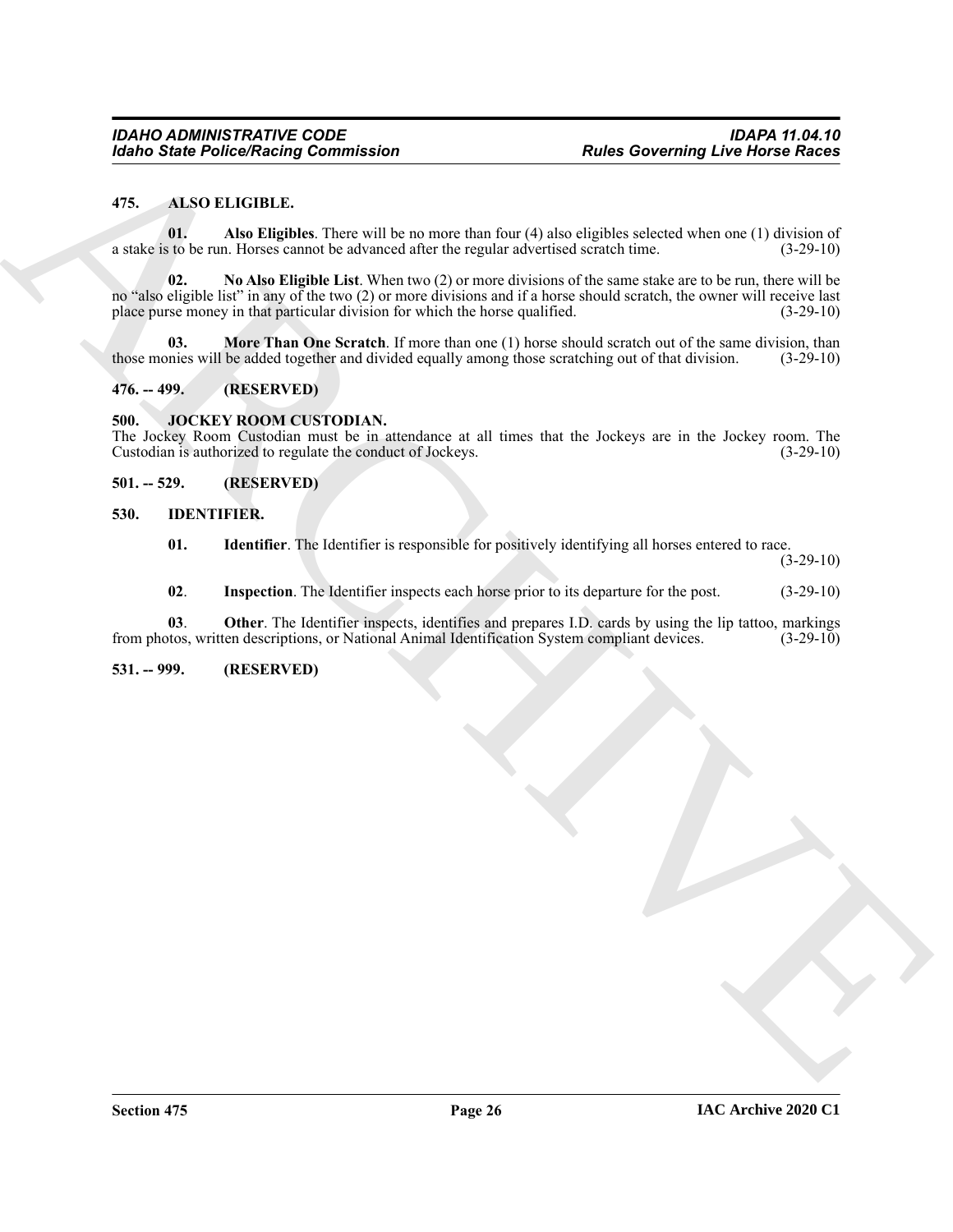**475. ALSO ELIGIBLE.**

**01. Also Eligibles**. There will be no more than four (4) also eligibles selected when one (1) division of a stake is to be run. Horses cannot be advanced after the regular advertised scratch time. (3-29-10)

**02. No Also Eligible List**. When two (2) or more divisions of the same stake are to be run, there will be no "also eligible list" in any of the two (2) or more divisions and if a horse should scratch, the owner will receive last place purse money in that particular division for which the horse qualified. (3-29-10)

**03. More Than One Scratch**. If more than one (1) horse should scratch out of the same division, than those monies will be added together and divided equally among those scratching out of that division. (3-29-10)

**476. -- 499. (RESERVED)**

**500. JOCKEY ROOM CUSTODIAN.**

The Jockey Room Custodian must be in attendance at all times that the Jockeys are in the Jockey room. The Custodian is authorized to regulate the conduct of Jockeys. (3-29-10)

**501. -- 529. (RESERVED)**

**530. IDENTIFIER.**

**01. Identifier**. The Identifier is responsible for positively identifying all horses entered to race. (3-29-10)

**02**. **Inspection**. The Identifier inspects each horse prior to its departure for the post. (3-29-10)

**03**. **Other**. The Identifier inspects, identifies and prepares I.D. cards by using the lip tattoo, markings from photos, written descriptions, or National Animal Identification System compliant devices. (3-29-10)

**531. -- 999. (RESERVED)**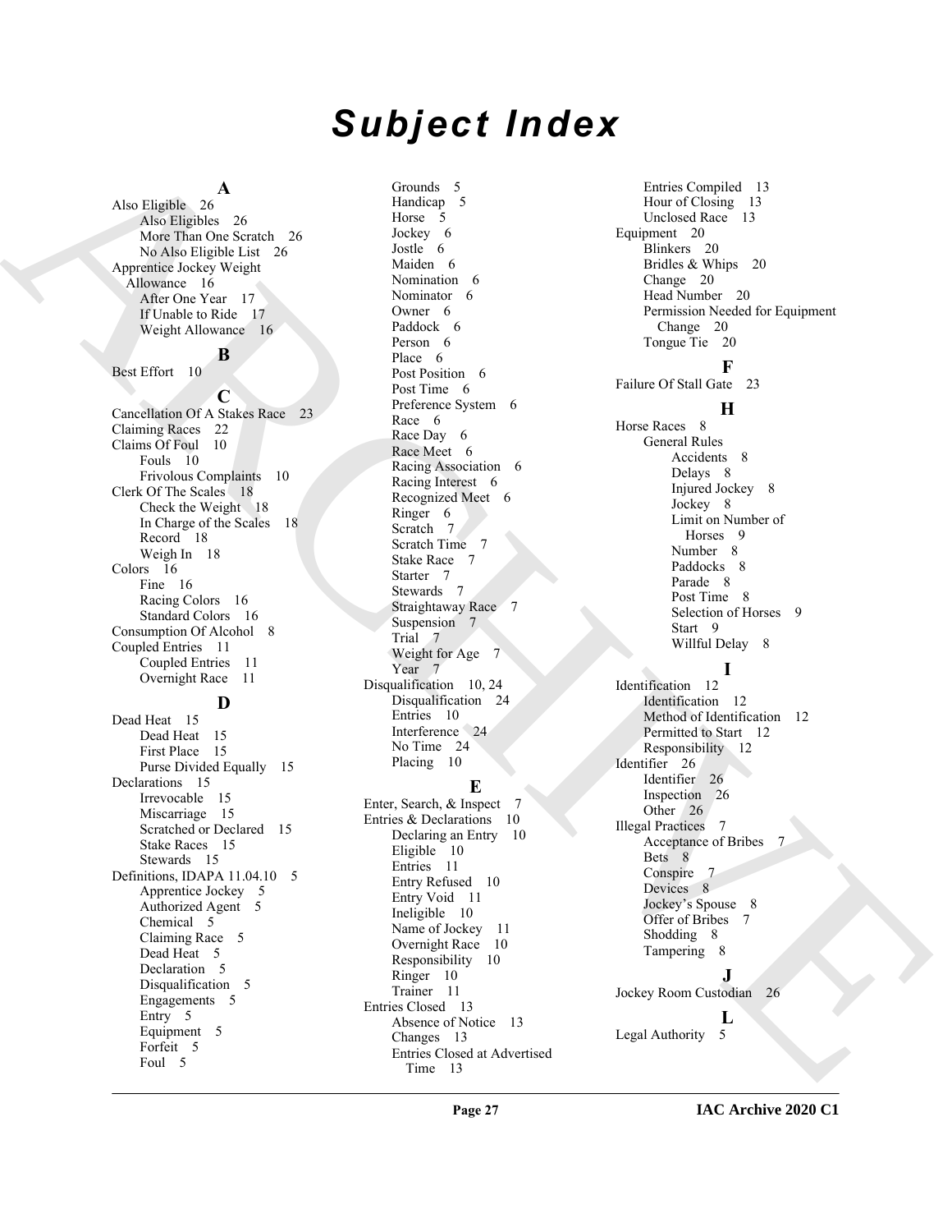# Subject Index

## A

Also Eligible 26
- Also Eligibles 26
- More Than One Scratch 26
- No Also Eligible List 26

Apprentice Jockey Weight Allowance 16
- After One Year 17
- If Unable to Ride 17
- Weight Allowance 16

## B

Best Effort 10

## C

Cancellation Of A Stakes Race 23

Claiming Races 22

Claims Of Foul 10
- Fouls 10
- Frivolous Complaints 10

Clerk Of The Scales 18
- Check the Weight 18
- In Charge of the Scales 18
- Record 18
- Weigh In 18

Colors 16
- Fine 16
- Racing Colors 16
- Standard Colors 16

Consumption Of Alcohol 8

Coupled Entries 11
- Coupled Entries 11
- Overnight Race 11

## D

Dead Heat 15
- Dead Heat 15
- First Place 15
- Purse Divided Equally 15

Declarations 15
- Irrevocable 15
- Miscarriage 15
- Scratched or Declared 15
- Stake Races 15
- Stewards 15

Definitions, IDAPA 11.04.10 5
- Apprentice Jockey 5
- Authorized Agent 5
- Chemical 5
- Claiming Race 5
- Dead Heat 5
- Declaration 5
- Disqualification 5
- Engagements 5
- Entry 5
- Equipment 5
- Forfeit 5
- Foul 5
- Grounds 5
- Handicap 5
- Horse 5
- Jockey 6
- Jostle 6
- Maiden 6
- Nomination 6
- Nominator 6
- Owner 6
- Paddock 6
- Person 6
- Place 6
- Post Position 6
- Post Time 6
- Preference System 6
- Race 6
- Race Day 6
- Race Meet 6
- Racing Association 6
- Racing Interest 6
- Recognized Meet 6
- Ringer 6
- Scratch 7
- Scratch Time 7
- Stake Race 7
- Starter 7
- Stewards 7
- Straightaway Race 7
- Suspension 7
- Trial 7
- Weight for Age 7
- Year 7

Disqualification 10, 24
- Disqualification 24
- Entries 10
- Interference 24
- No Time 24
- Placing 10

## E

Enter, Search, & Inspect 7

Entries & Declarations 10
- Declaring an Entry 10
- Eligible 10
- Entries 11
- Entry Refused 10
- Entry Void 11
- Ineligible 10
- Name of Jockey 11
- Overnight Race 10
- Responsibility 10
- Ringer 10
- Trainer 11

Entries Closed 13
- Absence of Notice 13
- Changes 13
- Entries Closed at Advertised Time 13
- Entries Compiled 13
- Hour of Closing 13
- Unclosed Race 13

Equipment 20
- Blinkers 20
- Bridles & Whips 20
- Change 20
- Head Number 20
- Permission Needed for Equipment Change 20
- Tongue Tie 20

## F

Failure Of Stall Gate 23

## H

Horse Races 8
- General Rules
  - Accidents 8
  - Delays 8
  - Injured Jockey 8
  - Jockey 8
  - Limit on Number of Horses 9
  - Number 8
  - Paddocks 8
  - Parade 8
  - Post Time 8
  - Selection of Horses 9
  - Start 9
  - Willful Delay 8

## I

Identification 12
- Identification 12
- Method of Identification 12
- Permitted to Start 12
- Responsibility 12

Identifier 26
- Identifier 26
- Inspection 26
- Other 26

Illegal Practices 7
- Acceptance of Bribes 7
- Bets 8
- Conspire 7
- Devices 8
- Jockey's Spouse 8
- Offer of Bribes 7
- Shodding 8
- Tampering 8

## J

Jockey Room Custodian 26

## L

Legal Authority 5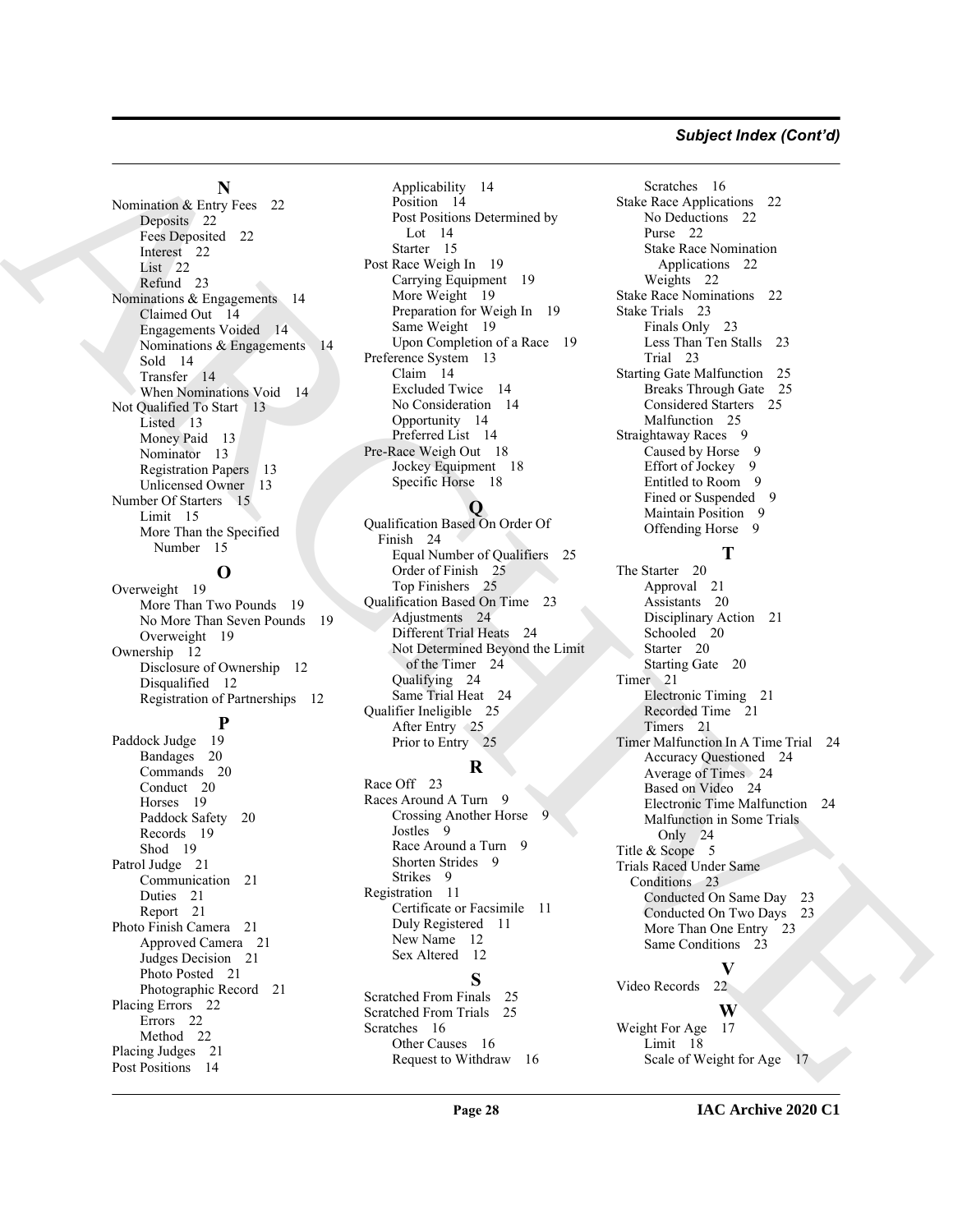## Subject Index (Cont'd)

### N

Nomination & Entry Fees 22
- Deposits 22
- Fees Deposited 22
- Interest 22
- List 22
- Refund 23

Nominations & Engagements 14
- Claimed Out 14
- Engagements Voided 14
- Nominations & Engagements 14
- Sold 14
- Transfer 14
- When Nominations Void 14

Not Qualified To Start 13
- Listed 13
- Money Paid 13
- Nominator 13
- Registration Papers 13
- Unlicensed Owner 13

Number Of Starters 15
- Limit 15
- More Than the Specified Number 15

### O

Overweight 19
- More Than Two Pounds 19
- No More Than Seven Pounds 19
- Overweight 19

Ownership 12
- Disclosure of Ownership 12
- Disqualified 12
- Registration of Partnerships 12

### P

Paddock Judge 19
- Bandages 20
- Commands 20
- Conduct 20
- Horses 19
- Paddock Safety 20
- Records 19
- Shod 19

Patrol Judge 21
- Communication 21
- Duties 21
- Report 21

Photo Finish Camera 21
- Approved Camera 21
- Judges Decision 21
- Photo Posted 21
- Photographic Record 21

Placing Errors 22
- Errors 22
- Method 22

Placing Judges 21

Post Positions 14
- Applicability 14
- Position 14
- Post Positions Determined by Lot 14
- Starter 15

Post Race Weigh In 19
- Carrying Equipment 19
- More Weight 19
- Preparation for Weigh In 19
- Same Weight 19
- Upon Completion of a Race 19

Preference System 13
- Claim 14
- Excluded Twice 14
- No Consideration 14
- Opportunity 14
- Preferred List 14

Pre-Race Weigh Out 18
- Jockey Equipment 18
- Specific Horse 18

### Q

Qualification Based On Order Of Finish 24
- Equal Number of Qualifiers 25
- Order of Finish 25
- Top Finishers 25

Qualification Based On Time 23
- Adjustments 24
- Different Trial Heats 24
- Not Determined Beyond the Limit of the Timer 24
- Qualifying 24
- Same Trial Heat 24

Qualifier Ineligible 25
- After Entry 25
- Prior to Entry 25

### R

Race Off 23

Races Around A Turn 9
- Crossing Another Horse 9
- Jostles 9
- Race Around a Turn 9
- Shorten Strides 9
- Strikes 9

Registration 11
- Certificate or Facsimile 11
- Duly Registered 11
- New Name 12
- Sex Altered 12

### S

Scratched From Finals 25

Scratched From Trials 25

Scratches 16
- Other Causes 16
- Request to Withdraw 16
- Scratches 16

Stake Race Applications 22
- No Deductions 22
- Purse 22
- Stake Race Nomination Applications 22
- Weights 22

Stake Race Nominations 22

Stake Trials 23
- Finals Only 23
- Less Than Ten Stalls 23
- Trial 23

Starting Gate Malfunction 25
- Breaks Through Gate 25
- Considered Starters 25
- Malfunction 25

Straightaway Races 9
- Caused by Horse 9
- Effort of Jockey 9
- Entitled to Room 9
- Fined or Suspended 9
- Maintain Position 9
- Offending Horse 9

### T

The Starter 20
- Approval 21
- Assistants 20
- Disciplinary Action 21
- Schooled 20
- Starter 20
- Starting Gate 20

Timer 21
- Electronic Timing 21
- Recorded Time 21
- Timers 21

Timer Malfunction In A Time Trial 24
- Accuracy Questioned 24
- Average of Times 24
- Based on Video 24
- Electronic Time Malfunction 24
- Malfunction in Some Trials Only 24

Title & Scope 5

Trials Raced Under Same Conditions 23
- Conducted On Same Day 23
- Conducted On Two Days 23
- More Than One Entry 23
- Same Conditions 23

### V

Video Records 22

### W

Weight For Age 17
- Limit 18
- Scale of Weight for Age 17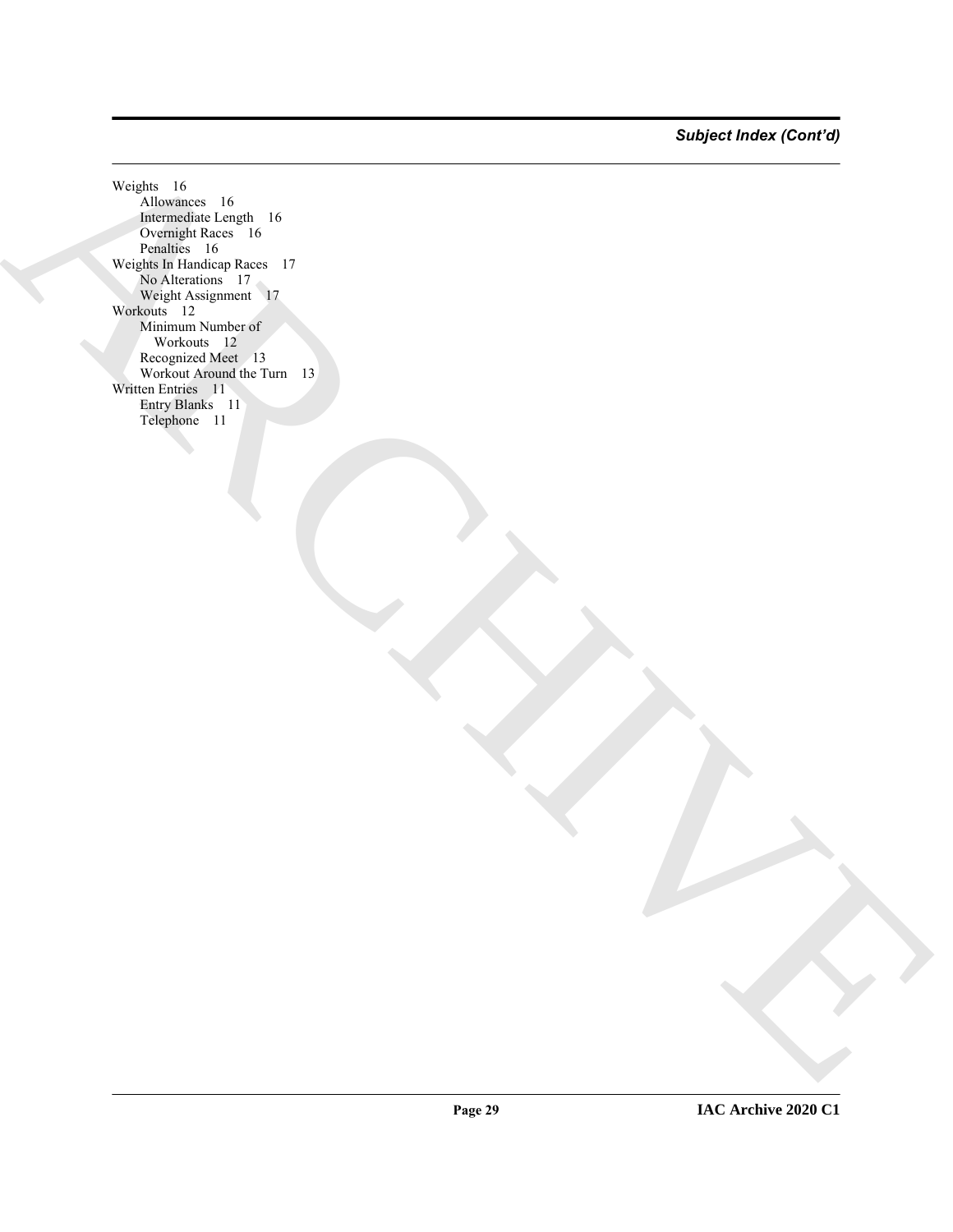Weights 16
- Allowances 16
- Intermediate Length 16
- Overnight Races 16
- Penalties 16

Weights In Handicap Races 17
- No Alterations 17
- Weight Assignment 17

Workouts 12
- Minimum Number of Workouts 12
- Recognized Meet 13
- Workout Around the Turn 13

Written Entries 11
- Entry Blanks 11
- Telephone 11